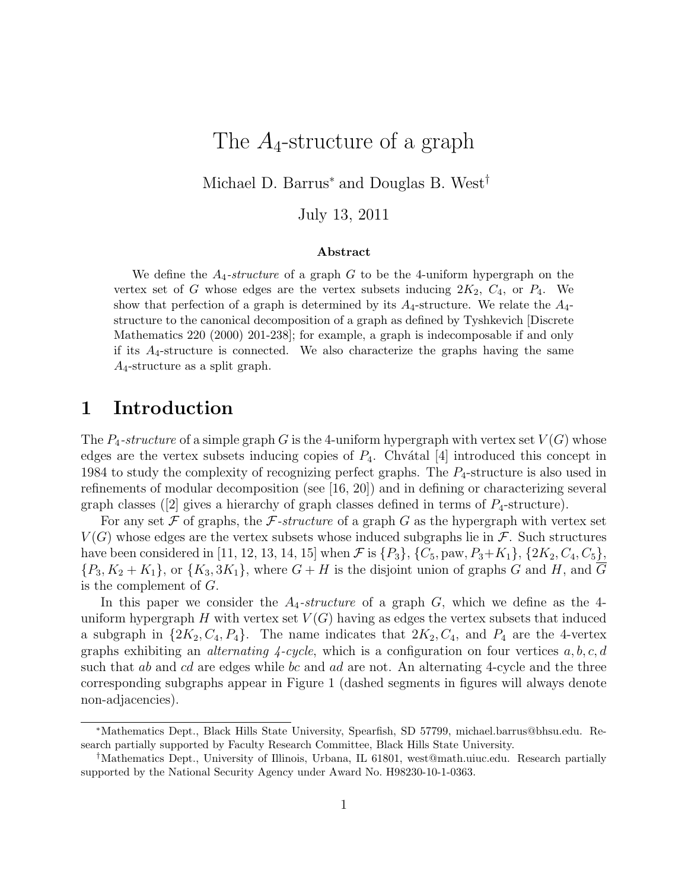# The $A_4$-structure of a graph

Michael D. Barrus[*] and Douglas B. West[†]

July 13, 2011

### Abstract

We define the $A_4$*-structure* of a graph $G$ to be the 4-uniform hypergraph on the vertex set of $G$ whose edges are the vertex subsets inducing $2K_2$, $C_4$, or $P_4$. We show that perfection of a graph is determined by its $A_4$-structure. We relate the $A_4$-structure to the canonical decomposition of a graph as defined by Tyshkevich [Discrete Mathematics 220 (2000) 201-238]; for example, a graph is indecomposable if and only if its $A_4$-structure is connected. We also characterize the graphs having the same $A_4$-structure as a split graph.

## 1 Introduction

The $P_4$*-structure* of a simple graph $G$ is the 4-uniform hypergraph with vertex set $V(G)$ whose edges are the vertex subsets inducing copies of $P_4$. Chvátal [4] introduced this concept in 1984 to study the complexity of recognizing perfect graphs. The $P_4$-structure is also used in refinements of modular decomposition (see [16, 20]) and in defining or characterizing several graph classes ([2] gives a hierarchy of graph classes defined in terms of $P_4$-structure).

For any set $\mathcal{F}$ of graphs, the $\mathcal{F}$*-structure* of a graph $G$ as the hypergraph with vertex set $V(G)$ whose edges are the vertex subsets whose induced subgraphs lie in $\mathcal{F}$. Such structures have been considered in [11, 12, 13, 14, 15] when $\mathcal{F}$ is $\{P_3\}$, $\{C_5, \text{paw}, P_3{+}K_1\}$, $\{2K_2, C_4, C_5\}$, $\{P_3, K_2 + K_1\}$, or $\{K_3, 3K_1\}$, where $G + H$ is the disjoint union of graphs $G$ and $H$, and $\overline{G}$ is the complement of $G$.

In this paper we consider the $A_4$*-structure* of a graph $G$, which we define as the 4-uniform hypergraph $H$ with vertex set $V(G)$ having as edges the vertex subsets that induced a subgraph in $\{2K_2, C_4, P_4\}$. The name indicates that $2K_2$, $C_4$, and $P_4$ are the 4-vertex graphs exhibiting an *alternating 4-cycle*, which is a configuration on four vertices $a, b, c, d$ such that $ab$ and $cd$ are edges while $bc$ and $ad$ are not. An alternating 4-cycle and the three corresponding subgraphs appear in Figure 1 (dashed segments in figures will always denote non-adjacencies).

---

[*] Mathematics Dept., Black Hills State University, Spearfish, SD 57799, michael.barrus@bhsu.edu. Research partially supported by Faculty Research Committee, Black Hills State University.

[†] Mathematics Dept., University of Illinois, Urbana, IL 61801, west@math.uiuc.edu. Research partially supported by the National Security Agency under Award No. H98230-10-1-0363.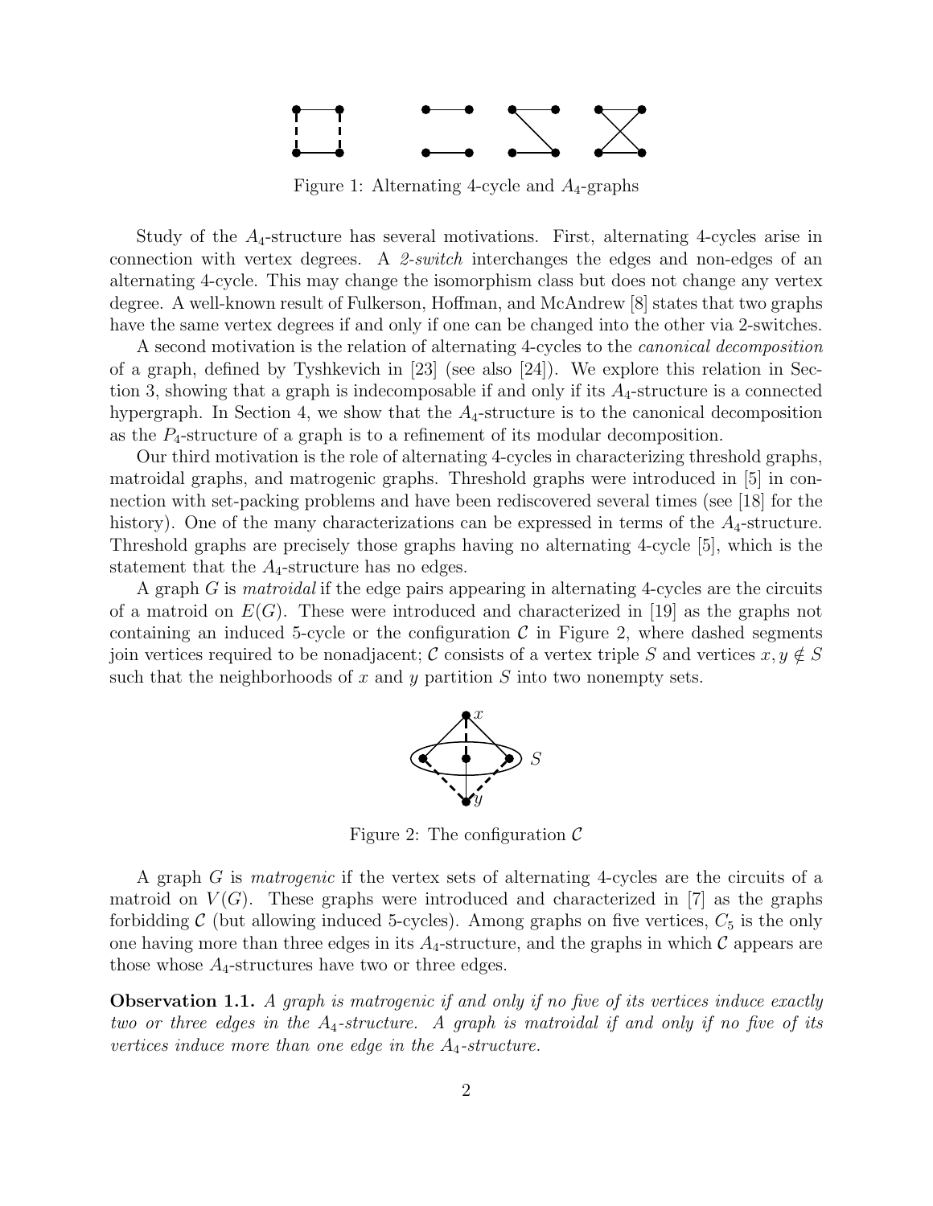Figure 1: Alternating 4-cycle and $A_4$-graphs

Study of the $A_4$-structure has several motivations. First, alternating 4-cycles arise in connection with vertex degrees. A *2-switch* interchanges the edges and non-edges of an alternating 4-cycle. This may change the isomorphism class but does not change any vertex degree. A well-known result of Fulkerson, Hoffman, and McAndrew [8] states that two graphs have the same vertex degrees if and only if one can be changed into the other via 2-switches.

A second motivation is the relation of alternating 4-cycles to the *canonical decomposition* of a graph, defined by Tyshkevich in [23] (see also [24]). We explore this relation in Section 3, showing that a graph is indecomposable if and only if its $A_4$-structure is a connected hypergraph. In Section 4, we show that the $A_4$-structure is to the canonical decomposition as the $P_4$-structure of a graph is to a refinement of its modular decomposition.

Our third motivation is the role of alternating 4-cycles in characterizing threshold graphs, matroidal graphs, and matrogenic graphs. Threshold graphs were introduced in [5] in connection with set-packing problems and have been rediscovered several times (see [18] for the history). One of the many characterizations can be expressed in terms of the $A_4$-structure. Threshold graphs are precisely those graphs having no alternating 4-cycle [5], which is the statement that the $A_4$-structure has no edges.

A graph $G$ is *matroidal* if the edge pairs appearing in alternating 4-cycles are the circuits of a matroid on $E(G)$. These were introduced and characterized in [19] as the graphs not containing an induced 5-cycle or the configuration $\mathcal{C}$ in Figure 2, where dashed segments join vertices required to be nonadjacent; $\mathcal{C}$ consists of a vertex triple $S$ and vertices $x, y \notin S$ such that the neighborhoods of $x$ and $y$ partition $S$ into two nonempty sets.

Figure 2: The configuration $\mathcal{C}$

A graph $G$ is *matrogenic* if the vertex sets of alternating 4-cycles are the circuits of a matroid on $V(G)$. These graphs were introduced and characterized in [7] as the graphs forbidding $\mathcal{C}$ (but allowing induced 5-cycles). Among graphs on five vertices, $C_5$ is the only one having more than three edges in its $A_4$-structure, and the graphs in which $\mathcal{C}$ appears are those whose $A_4$-structures have two or three edges.

**Observation 1.1.** *A graph is matrogenic if and only if no five of its vertices induce exactly two or three edges in the $A_4$-structure. A graph is matroidal if and only if no five of its vertices induce more than one edge in the $A_4$-structure.*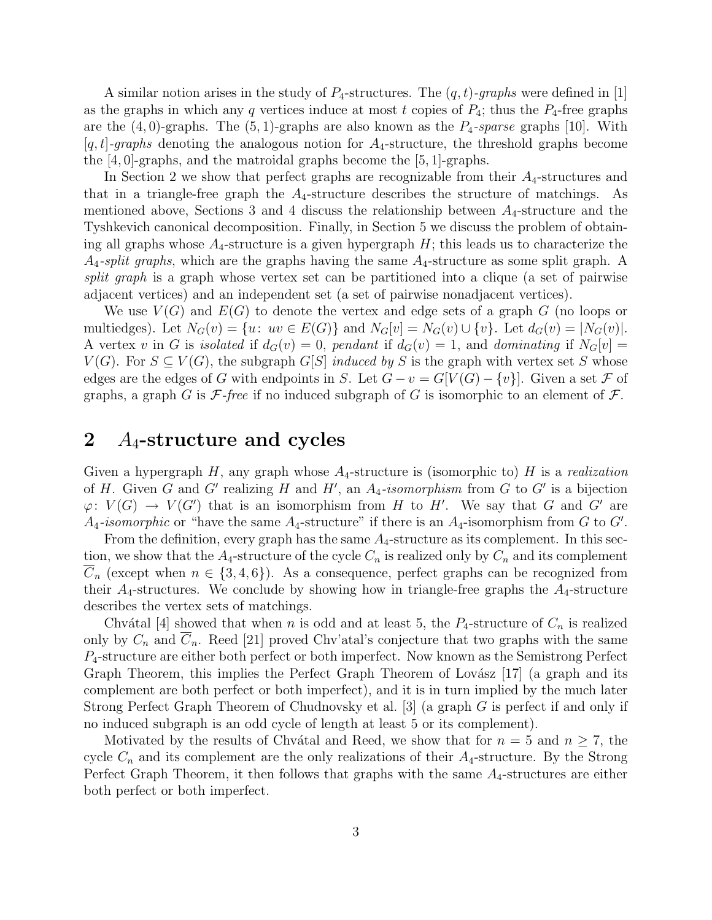A similar notion arises in the study of $P_4$-structures. The $(q,t)$-*graphs* were defined in [1] as the graphs in which any $q$ vertices induce at most $t$ copies of $P_4$; thus the $P_4$-free graphs are the $(4,0)$-graphs. The $(5,1)$-graphs are also known as the $P_4$-*sparse* graphs [10]. With $[q,t]$-*graphs* denoting the analogous notion for $A_4$-structure, the threshold graphs become the $[4,0]$-graphs, and the matroidal graphs become the $[5,1]$-graphs.

In Section 2 we show that perfect graphs are recognizable from their $A_4$-structures and that in a triangle-free graph the $A_4$-structure describes the structure of matchings. As mentioned above, Sections 3 and 4 discuss the relationship between $A_4$-structure and the Tyshkevich canonical decomposition. Finally, in Section 5 we discuss the problem of obtaining all graphs whose $A_4$-structure is a given hypergraph $H$; this leads us to characterize the $A_4$-*split graphs*, which are the graphs having the same $A_4$-structure as some split graph. A *split graph* is a graph whose vertex set can be partitioned into a clique (a set of pairwise adjacent vertices) and an independent set (a set of pairwise nonadjacent vertices).

We use $V(G)$ and $E(G)$ to denote the vertex and edge sets of a graph $G$ (no loops or multiedges). Let $N_G(v) = \{u\colon\ uv \in E(G)\}$ and $N_G[v] = N_G(v) \cup \{v\}$. Let $d_G(v) = |N_G(v)|$. A vertex $v$ in $G$ is *isolated* if $d_G(v) = 0$, *pendant* if $d_G(v) = 1$, and *dominating* if $N_G[v] = V(G)$. For $S \subseteq V(G)$, the subgraph $G[S]$ *induced by* $S$ is the graph with vertex set $S$ whose edges are the edges of $G$ with endpoints in $S$. Let $G - v = G[V(G) - \{v\}]$. Given a set $\mathcal{F}$ of graphs, a graph $G$ is $\mathcal{F}$-*free* if no induced subgraph of $G$ is isomorphic to an element of $\mathcal{F}$.

## 2 $A_4$-structure and cycles

Given a hypergraph $H$, any graph whose $A_4$-structure is (isomorphic to) $H$ is a *realization* of $H$. Given $G$ and $G'$ realizing $H$ and $H'$, an $A_4$-*isomorphism* from $G$ to $G'$ is a bijection $\varphi\colon\ V(G) \to V(G')$ that is an isomorphism from $H$ to $H'$. We say that $G$ and $G'$ are $A_4$-*isomorphic* or "have the same $A_4$-structure" if there is an $A_4$-isomorphism from $G$ to $G'$.

From the definition, every graph has the same $A_4$-structure as its complement. In this section, we show that the $A_4$-structure of the cycle $C_n$ is realized only by $C_n$ and its complement $\overline{C}_n$ (except when $n \in \{3,4,6\}$). As a consequence, perfect graphs can be recognized from their $A_4$-structures. We conclude by showing how in triangle-free graphs the $A_4$-structure describes the vertex sets of matchings.

Chvátal [4] showed that when $n$ is odd and at least 5, the $P_4$-structure of $C_n$ is realized only by $C_n$ and $\overline{C}_n$. Reed [21] proved Chv'atal's conjecture that two graphs with the same $P_4$-structure are either both perfect or both imperfect. Now known as the Semistrong Perfect Graph Theorem, this implies the Perfect Graph Theorem of Lovász [17] (a graph and its complement are both perfect or both imperfect), and it is in turn implied by the much later Strong Perfect Graph Theorem of Chudnovsky et al. [3] (a graph $G$ is perfect if and only if no induced subgraph is an odd cycle of length at least 5 or its complement).

Motivated by the results of Chvátal and Reed, we show that for $n = 5$ and $n \geq 7$, the cycle $C_n$ and its complement are the only realizations of their $A_4$-structure. By the Strong Perfect Graph Theorem, it then follows that graphs with the same $A_4$-structures are either both perfect or both imperfect.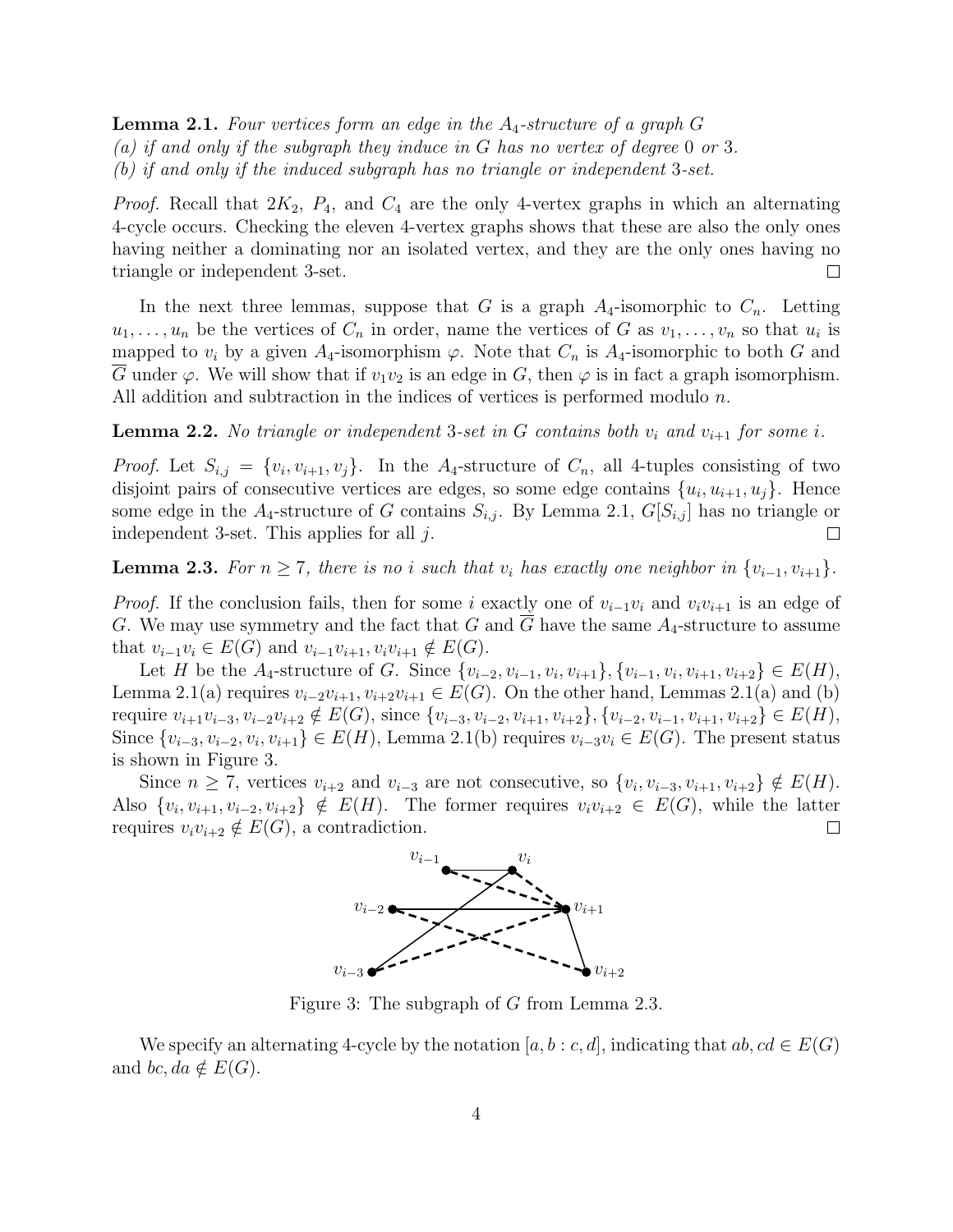**Lemma 2.1.** *Four vertices form an edge in the $A_4$-structure of a graph $G$*
*(a) if and only if the subgraph they induce in $G$ has no vertex of degree 0 or 3.*
*(b) if and only if the induced subgraph has no triangle or independent 3-set.*

*Proof.* Recall that $2K_2$, $P_4$, and $C_4$ are the only 4-vertex graphs in which an alternating 4-cycle occurs. Checking the eleven 4-vertex graphs shows that these are also the only ones having neither a dominating nor an isolated vertex, and they are the only ones having no triangle or independent 3-set. □

In the next three lemmas, suppose that $G$ is a graph $A_4$-isomorphic to $C_n$. Letting $u_1, \ldots, u_n$ be the vertices of $C_n$ in order, name the vertices of $G$ as $v_1, \ldots, v_n$ so that $u_i$ is mapped to $v_i$ by a given $A_4$-isomorphism $\varphi$. Note that $C_n$ is $A_4$-isomorphic to both $G$ and $\overline{G}$ under $\varphi$. We will show that if $v_1v_2$ is an edge in $G$, then $\varphi$ is in fact a graph isomorphism. All addition and subtraction in the indices of vertices is performed modulo $n$.

**Lemma 2.2.** *No triangle or independent 3-set in $G$ contains both $v_i$ and $v_{i+1}$ for some $i$.*

*Proof.* Let $S_{i,j} = \{v_i, v_{i+1}, v_j\}$. In the $A_4$-structure of $C_n$, all 4-tuples consisting of two disjoint pairs of consecutive vertices are edges, so some edge contains $\{u_i, u_{i+1}, u_j\}$. Hence some edge in the $A_4$-structure of $G$ contains $S_{i,j}$. By Lemma 2.1, $G[S_{i,j}]$ has no triangle or independent 3-set. This applies for all $j$. □

**Lemma 2.3.** *For $n \geq 7$, there is no $i$ such that $v_i$ has exactly one neighbor in $\{v_{i-1}, v_{i+1}\}$.*

*Proof.* If the conclusion fails, then for some $i$ exactly one of $v_{i-1}v_i$ and $v_iv_{i+1}$ is an edge of $G$. We may use symmetry and the fact that $G$ and $\overline{G}$ have the same $A_4$-structure to assume that $v_{i-1}v_i \in E(G)$ and $v_{i-1}v_{i+1}, v_iv_{i+1} \notin E(G)$.

Let $H$ be the $A_4$-structure of $G$. Since $\{v_{i-2}, v_{i-1}, v_i, v_{i+1}\}, \{v_{i-1}, v_i, v_{i+1}, v_{i+2}\} \in E(H)$, Lemma 2.1(a) requires $v_{i-2}v_{i+1}, v_{i+2}v_{i+1} \in E(G)$. On the other hand, Lemmas 2.1(a) and (b) require $v_{i+1}v_{i-3}, v_{i-2}v_{i+2} \notin E(G)$, since $\{v_{i-3}, v_{i-2}, v_{i+1}, v_{i+2}\}, \{v_{i-2}, v_{i-1}, v_{i+1}, v_{i+2}\} \in E(H)$, Since $\{v_{i-3}, v_{i-2}, v_i, v_{i+1}\} \in E(H)$, Lemma 2.1(b) requires $v_{i-3}v_i \in E(G)$. The present status is shown in Figure 3.

Since $n \geq 7$, vertices $v_{i+2}$ and $v_{i-3}$ are not consecutive, so $\{v_i, v_{i-3}, v_{i+1}, v_{i+2}\} \notin E(H)$. Also $\{v_i, v_{i+1}, v_{i-2}, v_{i+2}\} \notin E(H)$. The former requires $v_iv_{i+2} \in E(G)$, while the latter requires $v_iv_{i+2} \notin E(G)$, a contradiction. □

Figure 3: The subgraph of $G$ from Lemma 2.3.

We specify an alternating 4-cycle by the notation $[a, b : c, d]$, indicating that $ab, cd \in E(G)$ and $bc, da \notin E(G)$.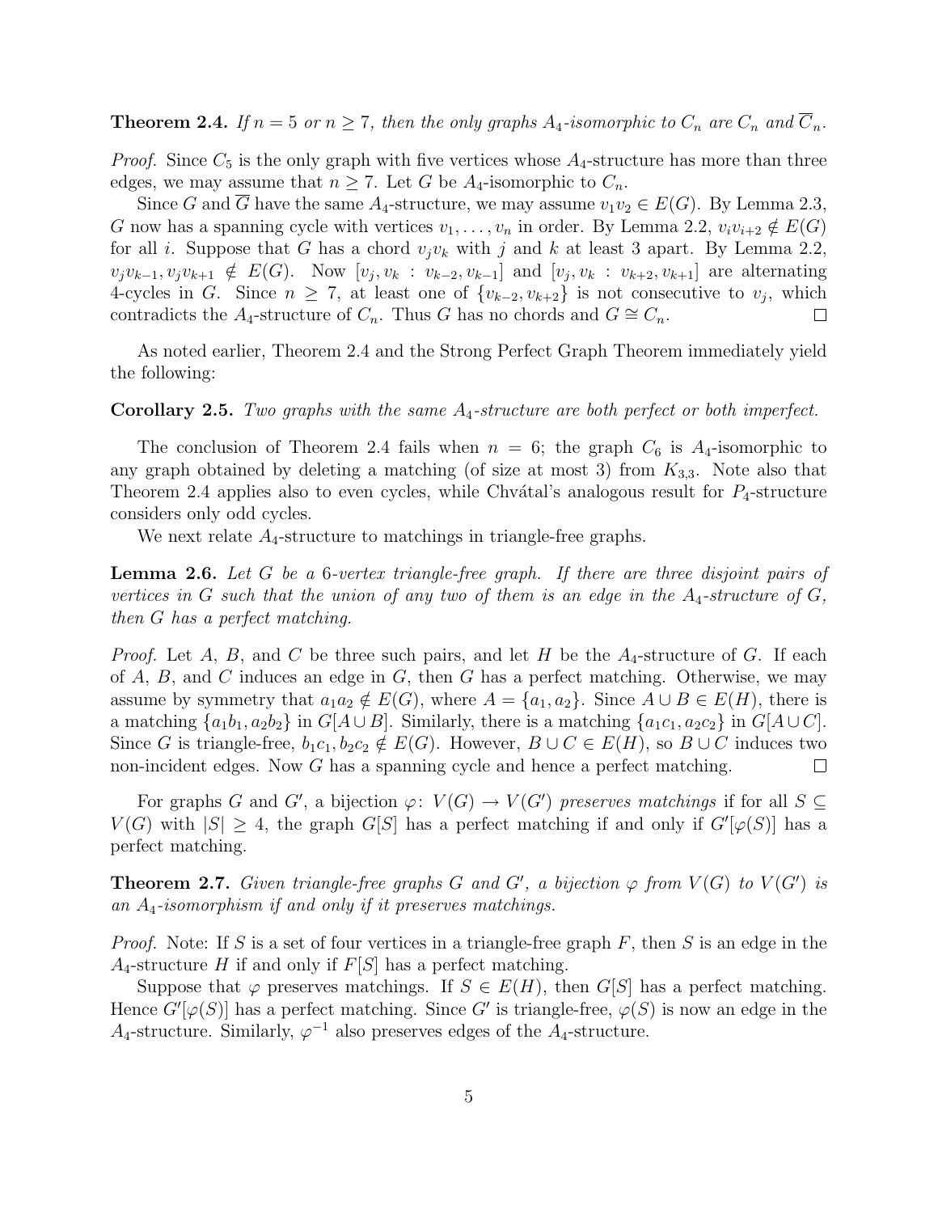**Theorem 2.4.** *If $n = 5$ or $n \geq 7$, then the only graphs $A_4$-isomorphic to $C_n$ are $C_n$ and $\overline{C}_n$.*

*Proof.* Since $C_5$ is the only graph with five vertices whose $A_4$-structure has more than three edges, we may assume that $n \geq 7$. Let $G$ be $A_4$-isomorphic to $C_n$.

Since $G$ and $\overline{G}$ have the same $A_4$-structure, we may assume $v_1v_2 \in E(G)$. By Lemma 2.3, $G$ now has a spanning cycle with vertices $v_1, \ldots, v_n$ in order. By Lemma 2.2, $v_iv_{i+2} \notin E(G)$ for all $i$. Suppose that $G$ has a chord $v_jv_k$ with $j$ and $k$ at least 3 apart. By Lemma 2.2, $v_jv_{k-1}, v_jv_{k+1} \notin E(G)$. Now $[v_j, v_k : v_{k-2}, v_{k-1}]$ and $[v_j, v_k : v_{k+2}, v_{k+1}]$ are alternating 4-cycles in $G$. Since $n \geq 7$, at least one of $\{v_{k-2}, v_{k+2}\}$ is not consecutive to $v_j$, which contradicts the $A_4$-structure of $C_n$. Thus $G$ has no chords and $G \cong C_n$. □

As noted earlier, Theorem 2.4 and the Strong Perfect Graph Theorem immediately yield the following:

**Corollary 2.5.** *Two graphs with the same $A_4$-structure are both perfect or both imperfect.*

The conclusion of Theorem 2.4 fails when $n = 6$; the graph $C_6$ is $A_4$-isomorphic to any graph obtained by deleting a matching (of size at most 3) from $K_{3,3}$. Note also that Theorem 2.4 applies also to even cycles, while Chvátal's analogous result for $P_4$-structure considers only odd cycles.

We next relate $A_4$-structure to matchings in triangle-free graphs.

**Lemma 2.6.** *Let $G$ be a 6-vertex triangle-free graph. If there are three disjoint pairs of vertices in $G$ such that the union of any two of them is an edge in the $A_4$-structure of $G$, then $G$ has a perfect matching.*

*Proof.* Let $A$, $B$, and $C$ be three such pairs, and let $H$ be the $A_4$-structure of $G$. If each of $A$, $B$, and $C$ induces an edge in $G$, then $G$ has a perfect matching. Otherwise, we may assume by symmetry that $a_1a_2 \notin E(G)$, where $A = \{a_1, a_2\}$. Since $A \cup B \in E(H)$, there is a matching $\{a_1b_1, a_2b_2\}$ in $G[A \cup B]$. Similarly, there is a matching $\{a_1c_1, a_2c_2\}$ in $G[A \cup C]$. Since $G$ is triangle-free, $b_1c_1, b_2c_2 \notin E(G)$. However, $B \cup C \in E(H)$, so $B \cup C$ induces two non-incident edges. Now $G$ has a spanning cycle and hence a perfect matching. □

For graphs $G$ and $G'$, a bijection $\varphi \colon V(G) \to V(G')$ *preserves matchings* if for all $S \subseteq V(G)$ with $|S| \geq 4$, the graph $G[S]$ has a perfect matching if and only if $G'[\varphi(S)]$ has a perfect matching.

**Theorem 2.7.** *Given triangle-free graphs $G$ and $G'$, a bijection $\varphi$ from $V(G)$ to $V(G')$ is an $A_4$-isomorphism if and only if it preserves matchings.*

*Proof.* Note: If $S$ is a set of four vertices in a triangle-free graph $F$, then $S$ is an edge in the $A_4$-structure $H$ if and only if $F[S]$ has a perfect matching.

Suppose that $\varphi$ preserves matchings. If $S \in E(H)$, then $G[S]$ has a perfect matching. Hence $G'[\varphi(S)]$ has a perfect matching. Since $G'$ is triangle-free, $\varphi(S)$ is now an edge in the $A_4$-structure. Similarly, $\varphi^{-1}$ also preserves edges of the $A_4$-structure.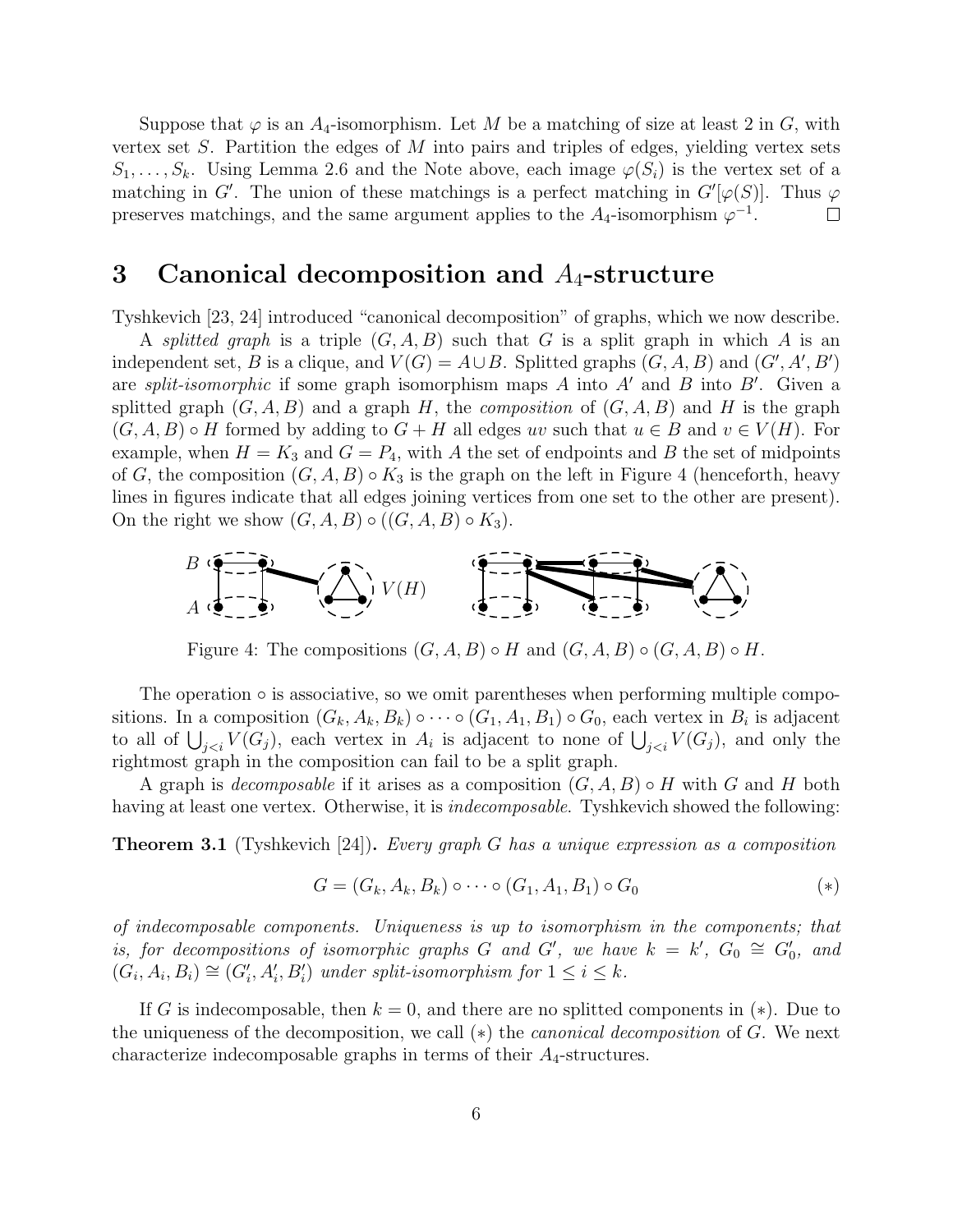Suppose that $\varphi$ is an $A_4$-isomorphism. Let $M$ be a matching of size at least 2 in $G$, with vertex set $S$. Partition the edges of $M$ into pairs and triples of edges, yielding vertex sets $S_1, \ldots, S_k$. Using Lemma 2.6 and the Note above, each image $\varphi(S_i)$ is the vertex set of a matching in $G'$. The union of these matchings is a perfect matching in $G'[\varphi(S)]$. Thus $\varphi$ preserves matchings, and the same argument applies to the $A_4$-isomorphism $\varphi^{-1}$. □

# 3 Canonical decomposition and $A_4$-structure

Tyshkevich [23, 24] introduced "canonical decomposition" of graphs, which we now describe.

A *splitted graph* is a triple $(G, A, B)$ such that $G$ is a split graph in which $A$ is an independent set, $B$ is a clique, and $V(G) = A \cup B$. Splitted graphs $(G, A, B)$ and $(G', A', B')$ are *split-isomorphic* if some graph isomorphism maps $A$ into $A'$ and $B$ into $B'$. Given a splitted graph $(G, A, B)$ and a graph $H$, the *composition* of $(G, A, B)$ and $H$ is the graph $(G, A, B) \circ H$ formed by adding to $G + H$ all edges $uv$ such that $u \in B$ and $v \in V(H)$. For example, when $H = K_3$ and $G = P_4$, with $A$ the set of endpoints and $B$ the set of midpoints of $G$, the composition $(G, A, B) \circ K_3$ is the graph on the left in Figure 4 (henceforth, heavy lines in figures indicate that all edges joining vertices from one set to the other are present). On the right we show $(G, A, B) \circ ((G, A, B) \circ K_3)$.

Figure 4: The compositions $(G, A, B) \circ H$ and $(G, A, B) \circ (G, A, B) \circ H$.

The operation $\circ$ is associative, so we omit parentheses when performing multiple compositions. In a composition $(G_k, A_k, B_k) \circ \cdots \circ (G_1, A_1, B_1) \circ G_0$, each vertex in $B_i$ is adjacent to all of $\bigcup_{j<i} V(G_j)$, each vertex in $A_i$ is adjacent to none of $\bigcup_{j<i} V(G_j)$, and only the rightmost graph in the composition can fail to be a split graph.

A graph is *decomposable* if it arises as a composition $(G, A, B) \circ H$ with $G$ and $H$ both having at least one vertex. Otherwise, it is *indecomposable*. Tyshkevich showed the following:

**Theorem 3.1** (Tyshkevich [24]). *Every graph $G$ has a unique expression as a composition*

$$G = (G_k, A_k, B_k) \circ \cdots \circ (G_1, A_1, B_1) \circ G_0 \qquad (*)$$

*of indecomposable components. Uniqueness is up to isomorphism in the components; that is, for decompositions of isomorphic graphs $G$ and $G'$, we have $k = k'$, $G_0 \cong G'_0$, and $(G_i, A_i, B_i) \cong (G'_i, A'_i, B'_i)$ under split-isomorphism for $1 \leq i \leq k$.*

If $G$ is indecomposable, then $k = 0$, and there are no splitted components in $(*)$. Due to the uniqueness of the decomposition, we call $(*)$ the *canonical decomposition* of $G$. We next characterize indecomposable graphs in terms of their $A_4$-structures.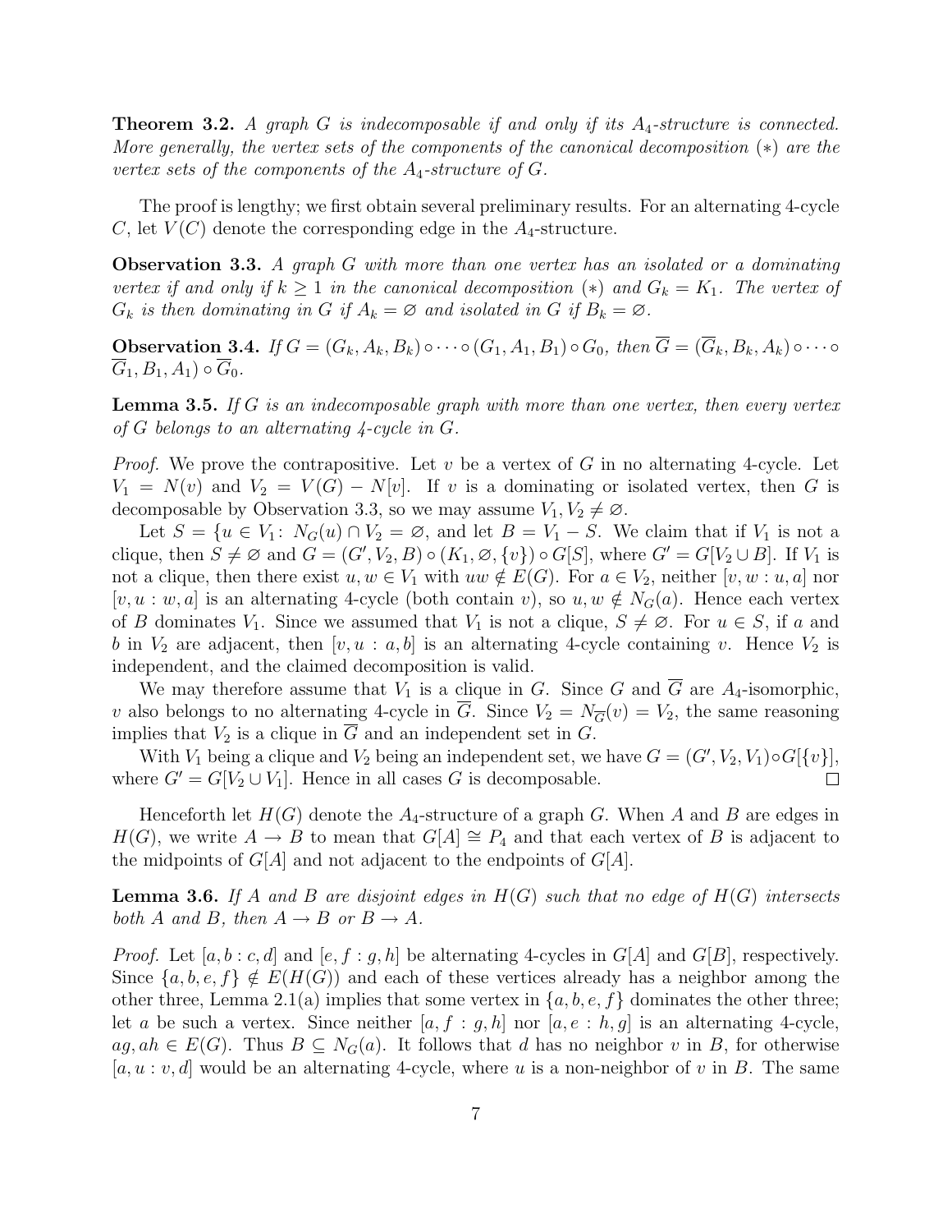**Theorem 3.2.** *A graph $G$ is indecomposable if and only if its $A_4$-structure is connected. More generally, the vertex sets of the components of the canonical decomposition $(*)$ are the vertex sets of the components of the $A_4$-structure of $G$.*

The proof is lengthy; we first obtain several preliminary results. For an alternating 4-cycle $C$, let $V(C)$ denote the corresponding edge in the $A_4$-structure.

**Observation 3.3.** *A graph $G$ with more than one vertex has an isolated or a dominating vertex if and only if $k \geq 1$ in the canonical decomposition $(*)$ and $G_k = K_1$. The vertex of $G_k$ is then dominating in $G$ if $A_k = \varnothing$ and isolated in $G$ if $B_k = \varnothing$.*

**Observation 3.4.** *If $G = (G_k, A_k, B_k) \circ \cdots \circ (G_1, A_1, B_1) \circ G_0$, then $\overline{G} = (\overline{G}_k, B_k, A_k) \circ \cdots \circ \overline{G}_1, B_1, A_1) \circ \overline{G}_0$.*

**Lemma 3.5.** *If $G$ is an indecomposable graph with more than one vertex, then every vertex of $G$ belongs to an alternating 4-cycle in $G$.*

*Proof.* We prove the contrapositive. Let $v$ be a vertex of $G$ in no alternating 4-cycle. Let $V_1 = N(v)$ and $V_2 = V(G) - N[v]$. If $v$ is a dominating or isolated vertex, then $G$ is decomposable by Observation 3.3, so we may assume $V_1, V_2 \neq \varnothing$.

Let $S = \{u \in V_1 \colon\, N_G(u) \cap V_2 = \varnothing$, and let $B = V_1 - S$. We claim that if $V_1$ is not a clique, then $S \neq \varnothing$ and $G = (G', V_2, B) \circ (K_1, \varnothing, \{v\}) \circ G[S]$, where $G' = G[V_2 \cup B]$. If $V_1$ is not a clique, then there exist $u, w \in V_1$ with $uw \notin E(G)$. For $a \in V_2$, neither $[v, w : u, a]$ nor $[v, u : w, a]$ is an alternating 4-cycle (both contain $v$), so $u, w \notin N_G(a)$. Hence each vertex of $B$ dominates $V_1$. Since we assumed that $V_1$ is not a clique, $S \neq \varnothing$. For $u \in S$, if $a$ and $b$ in $V_2$ are adjacent, then $[v, u : a, b]$ is an alternating 4-cycle containing $v$. Hence $V_2$ is independent, and the claimed decomposition is valid.

We may therefore assume that $V_1$ is a clique in $G$. Since $G$ and $\overline{G}$ are $A_4$-isomorphic, $v$ also belongs to no alternating 4-cycle in $\overline{G}$. Since $V_2 = N_{\overline{G}}(v) = V_2$, the same reasoning implies that $V_2$ is a clique in $\overline{G}$ and an independent set in $G$.

With $V_1$ being a clique and $V_2$ being an independent set, we have $G = (G', V_2, V_1) \circ G[\{v\}]$, where $G' = G[V_2 \cup V_1]$. Hence in all cases $G$ is decomposable. $\square$

Henceforth let $H(G)$ denote the $A_4$-structure of a graph $G$. When $A$ and $B$ are edges in $H(G)$, we write $A \to B$ to mean that $G[A] \cong P_4$ and that each vertex of $B$ is adjacent to the midpoints of $G[A]$ and not adjacent to the endpoints of $G[A]$.

**Lemma 3.6.** *If $A$ and $B$ are disjoint edges in $H(G)$ such that no edge of $H(G)$ intersects both $A$ and $B$, then $A \to B$ or $B \to A$.*

*Proof.* Let $[a, b : c, d]$ and $[e, f : g, h]$ be alternating 4-cycles in $G[A]$ and $G[B]$, respectively. Since $\{a, b, e, f\} \notin E(H(G))$ and each of these vertices already has a neighbor among the other three, Lemma 2.1(a) implies that some vertex in $\{a, b, e, f\}$ dominates the other three; let $a$ be such a vertex. Since neither $[a, f : g, h]$ nor $[a, e : h, g]$ is an alternating 4-cycle, $ag, ah \in E(G)$. Thus $B \subseteq N_G(a)$. It follows that $d$ has no neighbor $v$ in $B$, for otherwise $[a, u : v, d]$ would be an alternating 4-cycle, where $u$ is a non-neighbor of $v$ in $B$. The same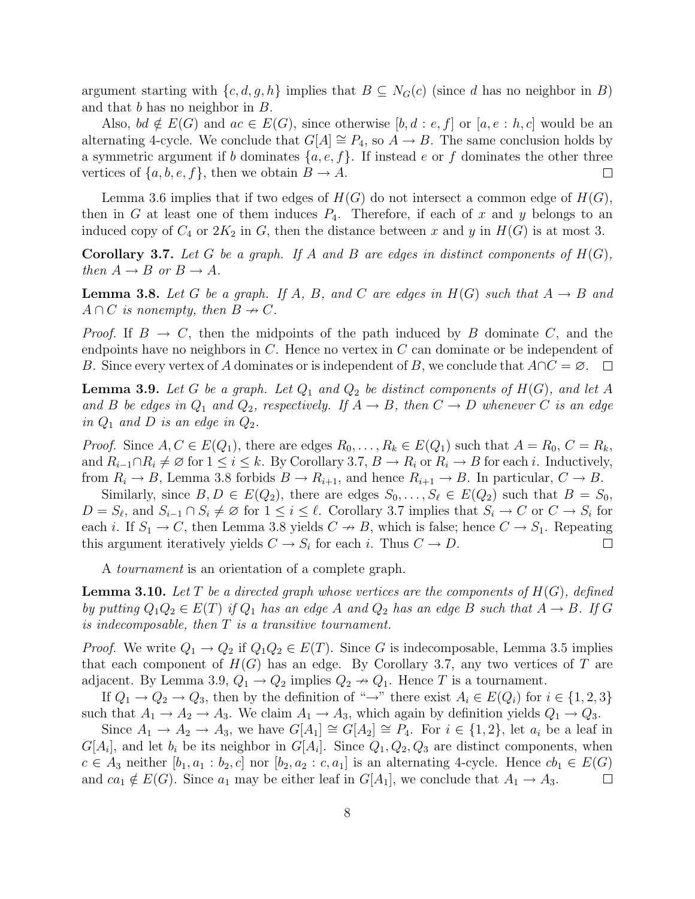argument starting with $\{c, d, g, h\}$ implies that $B \subseteq N_G(c)$ (since $d$ has no neighbor in $B$) and that $b$ has no neighbor in $B$.

Also, $bd \notin E(G)$ and $ac \in E(G)$, since otherwise $[b, d : e, f]$ or $[a, e : h, c]$ would be an alternating 4-cycle. We conclude that $G[A] \cong P_4$, so $A \to B$. The same conclusion holds by a symmetric argument if $b$ dominates $\{a, e, f\}$. If instead $e$ or $f$ dominates the other three vertices of $\{a, b, e, f\}$, then we obtain $B \to A$. $\square$

Lemma 3.6 implies that if two edges of $H(G)$ do not intersect a common edge of $H(G)$, then in $G$ at least one of them induces $P_4$. Therefore, if each of $x$ and $y$ belongs to an induced copy of $C_4$ or $2K_2$ in $G$, then the distance between $x$ and $y$ in $H(G)$ is at most 3.

**Corollary 3.7.** *Let $G$ be a graph. If $A$ and $B$ are edges in distinct components of $H(G)$, then $A \to B$ or $B \to A$.*

**Lemma 3.8.** *Let $G$ be a graph. If $A$, $B$, and $C$ are edges in $H(G)$ such that $A \to B$ and $A \cap C$ is nonempty, then $B \not\to C$.*

*Proof.* If $B \to C$, then the midpoints of the path induced by $B$ dominate $C$, and the endpoints have no neighbors in $C$. Hence no vertex in $C$ can dominate or be independent of $B$. Since every vertex of $A$ dominates or is independent of $B$, we conclude that $A \cap C = \varnothing$. $\square$

**Lemma 3.9.** *Let $G$ be a graph. Let $Q_1$ and $Q_2$ be distinct components of $H(G)$, and let $A$ and $B$ be edges in $Q_1$ and $Q_2$, respectively. If $A \to B$, then $C \to D$ whenever $C$ is an edge in $Q_1$ and $D$ is an edge in $Q_2$.*

*Proof.* Since $A, C \in E(Q_1)$, there are edges $R_0, \ldots, R_k \in E(Q_1)$ such that $A = R_0$, $C = R_k$, and $R_{i-1} \cap R_i \neq \varnothing$ for $1 \leq i \leq k$. By Corollary 3.7, $B \to R_i$ or $R_i \to B$ for each $i$. Inductively, from $R_i \to B$, Lemma 3.8 forbids $B \to R_{i+1}$, and hence $R_{i+1} \to B$. In particular, $C \to B$.

Similarly, since $B, D \in E(Q_2)$, there are edges $S_0, \ldots, S_\ell \in E(Q_2)$ such that $B = S_0$, $D = S_\ell$, and $S_{i-1} \cap S_i \neq \varnothing$ for $1 \leq i \leq \ell$. Corollary 3.7 implies that $S_i \to C$ or $C \to S_i$ for each $i$. If $S_1 \to C$, then Lemma 3.8 yields $C \not\to B$, which is false; hence $C \to S_1$. Repeating this argument iteratively yields $C \to S_i$ for each $i$. Thus $C \to D$. $\square$

A *tournament* is an orientation of a complete graph.

**Lemma 3.10.** *Let $T$ be a directed graph whose vertices are the components of $H(G)$, defined by putting $Q_1 Q_2 \in E(T)$ if $Q_1$ has an edge $A$ and $Q_2$ has an edge $B$ such that $A \to B$. If $G$ is indecomposable, then $T$ is a transitive tournament.*

*Proof.* We write $Q_1 \to Q_2$ if $Q_1 Q_2 \in E(T)$. Since $G$ is indecomposable, Lemma 3.5 implies that each component of $H(G)$ has an edge. By Corollary 3.7, any two vertices of $T$ are adjacent. By Lemma 3.9, $Q_1 \to Q_2$ implies $Q_2 \not\to Q_1$. Hence $T$ is a tournament.

If $Q_1 \to Q_2 \to Q_3$, then by the definition of "$\to$" there exist $A_i \in E(Q_i)$ for $i \in \{1, 2, 3\}$ such that $A_1 \to A_2 \to A_3$. We claim $A_1 \to A_3$, which again by definition yields $Q_1 \to Q_3$.

Since $A_1 \to A_2 \to A_3$, we have $G[A_1] \cong G[A_2] \cong P_4$. For $i \in \{1, 2\}$, let $a_i$ be a leaf in $G[A_i]$, and let $b_i$ be its neighbor in $G[A_i]$. Since $Q_1, Q_2, Q_3$ are distinct components, when $c \in A_3$ neither $[b_1, a_1 : b_2, c]$ nor $[b_2, a_2 : c, a_1]$ is an alternating 4-cycle. Hence $cb_1 \in E(G)$ and $ca_1 \notin E(G)$. Since $a_1$ may be either leaf in $G[A_1]$, we conclude that $A_1 \to A_3$. $\square$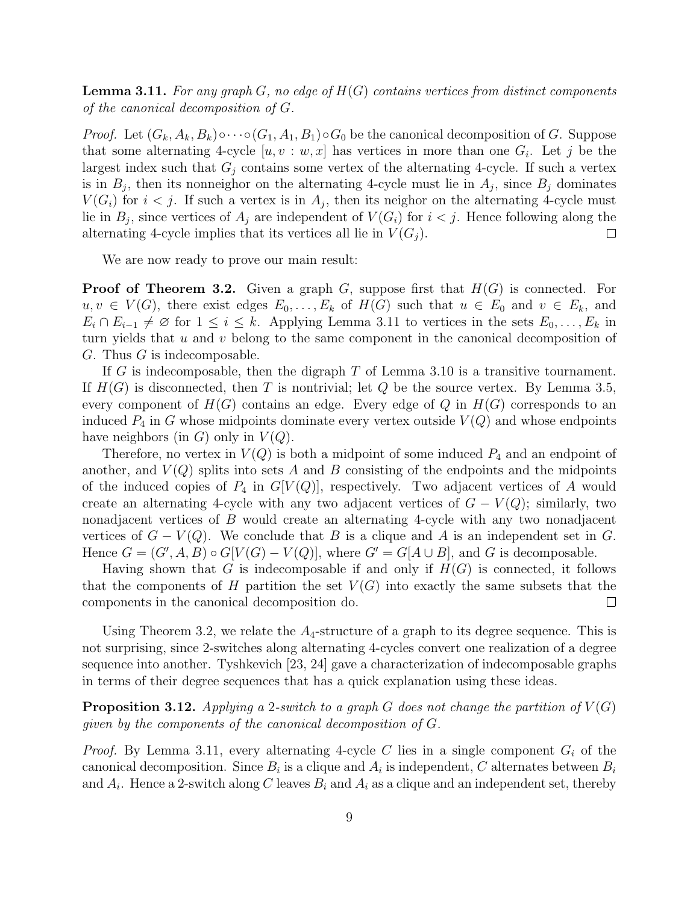**Lemma 3.11.** *For any graph $G$, no edge of $H(G)$ contains vertices from distinct components of the canonical decomposition of $G$.*

*Proof.* Let $(G_k, A_k, B_k) \circ \cdots \circ (G_1, A_1, B_1) \circ G_0$ be the canonical decomposition of $G$. Suppose that some alternating 4-cycle $[u, v : w, x]$ has vertices in more than one $G_i$. Let $j$ be the largest index such that $G_j$ contains some vertex of the alternating 4-cycle. If such a vertex is in $B_j$, then its nonneighor on the alternating 4-cycle must lie in $A_j$, since $B_j$ dominates $V(G_i)$ for $i < j$. If such a vertex is in $A_j$, then its neighor on the alternating 4-cycle must lie in $B_j$, since vertices of $A_j$ are independent of $V(G_i)$ for $i < j$. Hence following along the alternating 4-cycle implies that its vertices all lie in $V(G_j)$. □

We are now ready to prove our main result:

**Proof of Theorem 3.2.** Given a graph $G$, suppose first that $H(G)$ is connected. For $u, v \in V(G)$, there exist edges $E_0, \ldots, E_k$ of $H(G)$ such that $u \in E_0$ and $v \in E_k$, and $E_i \cap E_{i-1} \neq \varnothing$ for $1 \leq i \leq k$. Applying Lemma 3.11 to vertices in the sets $E_0, \ldots, E_k$ in turn yields that $u$ and $v$ belong to the same component in the canonical decomposition of $G$. Thus $G$ is indecomposable.

If $G$ is indecomposable, then the digraph $T$ of Lemma 3.10 is a transitive tournament. If $H(G)$ is disconnected, then $T$ is nontrivial; let $Q$ be the source vertex. By Lemma 3.5, every component of $H(G)$ contains an edge. Every edge of $Q$ in $H(G)$ corresponds to an induced $P_4$ in $G$ whose midpoints dominate every vertex outside $V(Q)$ and whose endpoints have neighbors (in $G$) only in $V(Q)$.

Therefore, no vertex in $V(Q)$ is both a midpoint of some induced $P_4$ and an endpoint of another, and $V(Q)$ splits into sets $A$ and $B$ consisting of the endpoints and the midpoints of the induced copies of $P_4$ in $G[V(Q)]$, respectively. Two adjacent vertices of $A$ would create an alternating 4-cycle with any two adjacent vertices of $G - V(Q)$; similarly, two nonadjacent vertices of $B$ would create an alternating 4-cycle with any two nonadjacent vertices of $G - V(Q)$. We conclude that $B$ is a clique and $A$ is an independent set in $G$. Hence $G = (G', A, B) \circ G[V(G) - V(Q)]$, where $G' = G[A \cup B]$, and $G$ is decomposable.

Having shown that $G$ is indecomposable if and only if $H(G)$ is connected, it follows that the components of $H$ partition the set $V(G)$ into exactly the same subsets that the components in the canonical decomposition do. □

Using Theorem 3.2, we relate the $A_4$-structure of a graph to its degree sequence. This is not surprising, since 2-switches along alternating 4-cycles convert one realization of a degree sequence into another. Tyshkevich [23, 24] gave a characterization of indecomposable graphs in terms of their degree sequences that has a quick explanation using these ideas.

**Proposition 3.12.** *Applying a 2-switch to a graph $G$ does not change the partition of $V(G)$ given by the components of the canonical decomposition of $G$.*

*Proof.* By Lemma 3.11, every alternating 4-cycle $C$ lies in a single component $G_i$ of the canonical decomposition. Since $B_i$ is a clique and $A_i$ is independent, $C$ alternates between $B_i$ and $A_i$. Hence a 2-switch along $C$ leaves $B_i$ and $A_i$ as a clique and an independent set, thereby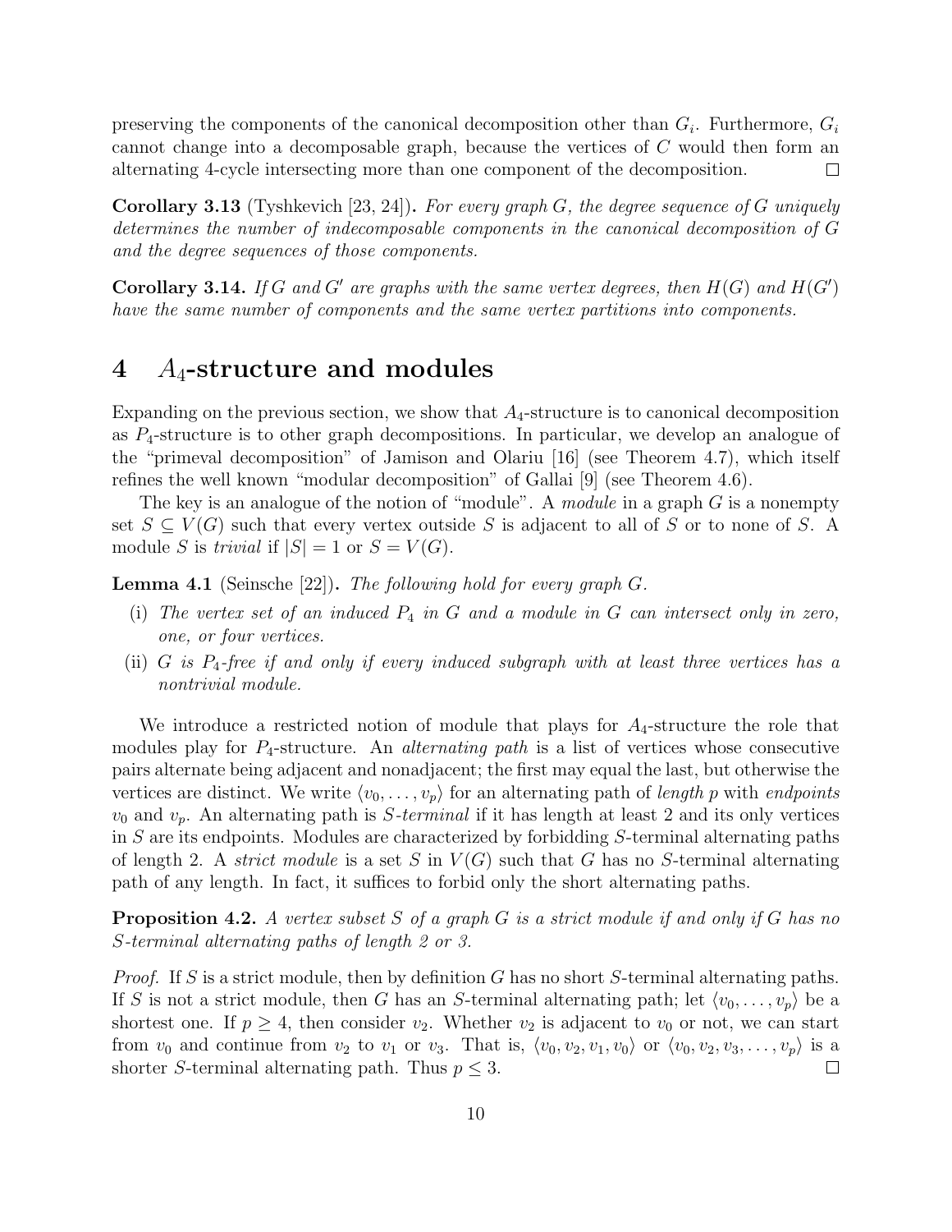preserving the components of the canonical decomposition other than $G_i$. Furthermore, $G_i$ cannot change into a decomposable graph, because the vertices of $C$ would then form an alternating 4-cycle intersecting more than one component of the decomposition. □

**Corollary 3.13** (Tyshkevich [23, 24])**.** *For every graph $G$, the degree sequence of $G$ uniquely determines the number of indecomposable components in the canonical decomposition of $G$ and the degree sequences of those components.*

**Corollary 3.14.** *If $G$ and $G'$ are graphs with the same vertex degrees, then $H(G)$ and $H(G')$ have the same number of components and the same vertex partitions into components.*

## 4 $A_4$-structure and modules

Expanding on the previous section, we show that $A_4$-structure is to canonical decomposition as $P_4$-structure is to other graph decompositions. In particular, we develop an analogue of the "primeval decomposition" of Jamison and Olariu [16] (see Theorem 4.7), which itself refines the well known "modular decomposition" of Gallai [9] (see Theorem 4.6).

The key is an analogue of the notion of "module". A *module* in a graph $G$ is a nonempty set $S \subseteq V(G)$ such that every vertex outside $S$ is adjacent to all of $S$ or to none of $S$. A module $S$ is *trivial* if $|S| = 1$ or $S = V(G)$.

**Lemma 4.1** (Seinsche [22])**.** *The following hold for every graph $G$.*

- (i) *The vertex set of an induced $P_4$ in $G$ and a module in $G$ can intersect only in zero, one, or four vertices.*
- (ii) *$G$ is $P_4$-free if and only if every induced subgraph with at least three vertices has a nontrivial module.*

We introduce a restricted notion of module that plays for $A_4$-structure the role that modules play for $P_4$-structure. An *alternating path* is a list of vertices whose consecutive pairs alternate being adjacent and nonadjacent; the first may equal the last, but otherwise the vertices are distinct. We write $\langle v_0, \ldots, v_p \rangle$ for an alternating path of *length* $p$ with *endpoints* $v_0$ and $v_p$. An alternating path is *$S$-terminal* if it has length at least 2 and its only vertices in $S$ are its endpoints. Modules are characterized by forbidding $S$-terminal alternating paths of length 2. A *strict module* is a set $S$ in $V(G)$ such that $G$ has no $S$-terminal alternating path of any length. In fact, it suffices to forbid only the short alternating paths.

**Proposition 4.2.** *A vertex subset $S$ of a graph $G$ is a strict module if and only if $G$ has no $S$-terminal alternating paths of length 2 or 3.*

*Proof.* If $S$ is a strict module, then by definition $G$ has no short $S$-terminal alternating paths. If $S$ is not a strict module, then $G$ has an $S$-terminal alternating path; let $\langle v_0, \ldots, v_p \rangle$ be a shortest one. If $p \geq 4$, then consider $v_2$. Whether $v_2$ is adjacent to $v_0$ or not, we can start from $v_0$ and continue from $v_2$ to $v_1$ or $v_3$. That is, $\langle v_0, v_2, v_1, v_0 \rangle$ or $\langle v_0, v_2, v_3, \ldots, v_p \rangle$ is a shorter $S$-terminal alternating path. Thus $p \leq 3$. □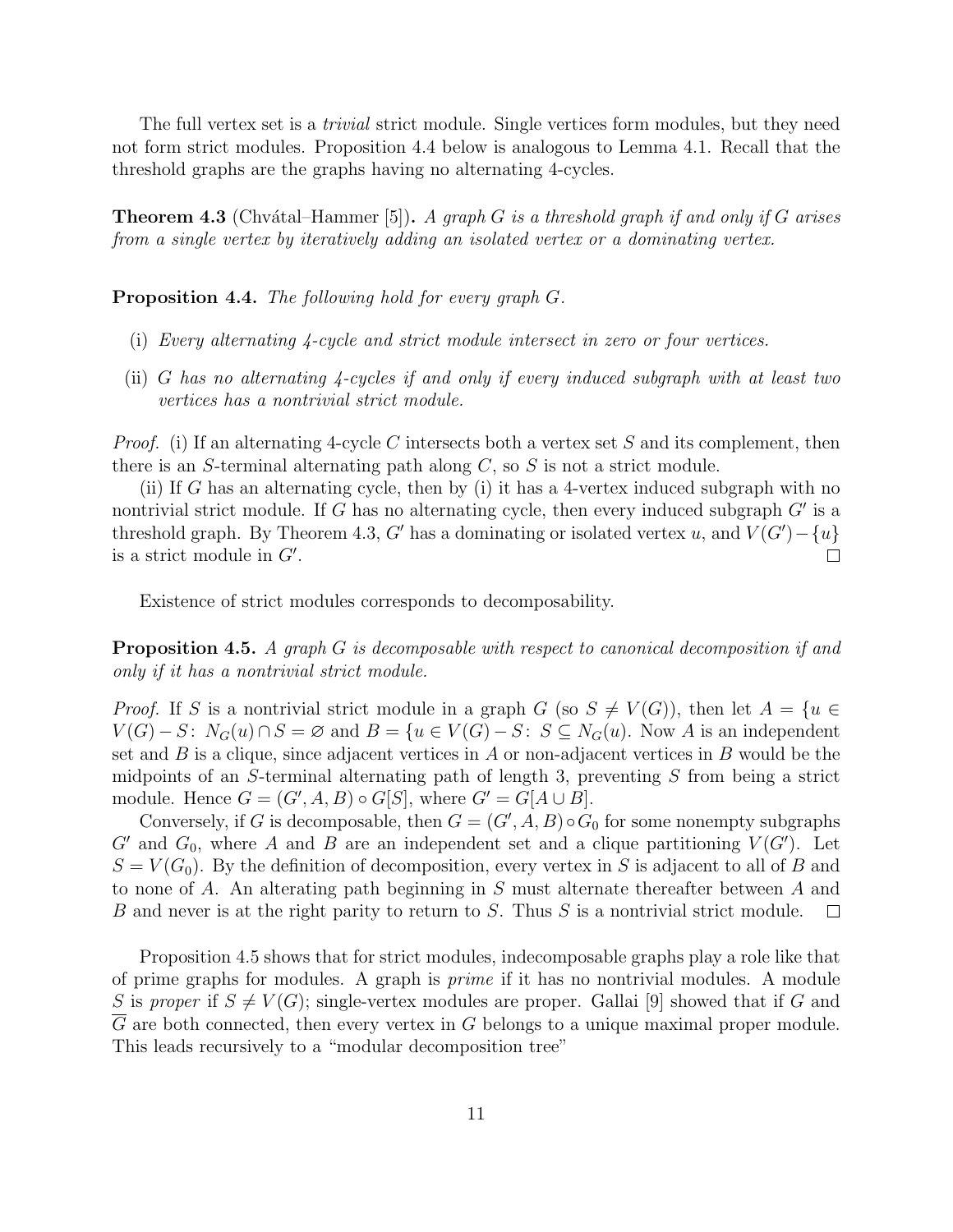The full vertex set is a *trivial* strict module. Single vertices form modules, but they need not form strict modules. Proposition 4.4 below is analogous to Lemma 4.1. Recall that the threshold graphs are the graphs having no alternating 4-cycles.

**Theorem 4.3** (Chvátal–Hammer [5]). *A graph $G$ is a threshold graph if and only if $G$ arises from a single vertex by iteratively adding an isolated vertex or a dominating vertex.*

**Proposition 4.4.** *The following hold for every graph $G$.*

- (i) *Every alternating 4-cycle and strict module intersect in zero or four vertices.*
- (ii) *$G$ has no alternating 4-cycles if and only if every induced subgraph with at least two vertices has a nontrivial strict module.*

*Proof.* (i) If an alternating 4-cycle $C$ intersects both a vertex set $S$ and its complement, then there is an $S$-terminal alternating path along $C$, so $S$ is not a strict module.

(ii) If $G$ has an alternating cycle, then by (i) it has a 4-vertex induced subgraph with no nontrivial strict module. If $G$ has no alternating cycle, then every induced subgraph $G'$ is a threshold graph. By Theorem 4.3, $G'$ has a dominating or isolated vertex $u$, and $V(G')-\{u\}$ is a strict module in $G'$. □

Existence of strict modules corresponds to decomposability.

**Proposition 4.5.** *A graph $G$ is decomposable with respect to canonical decomposition if and only if it has a nontrivial strict module.*

*Proof.* If $S$ is a nontrivial strict module in a graph $G$ (so $S \neq V(G)$), then let $A = \{u \in V(G) - S\colon\ N_G(u) \cap S = \varnothing$ and $B = \{u \in V(G) - S\colon\ S \subseteq N_G(u)$. Now $A$ is an independent set and $B$ is a clique, since adjacent vertices in $A$ or non-adjacent vertices in $B$ would be the midpoints of an $S$-terminal alternating path of length 3, preventing $S$ from being a strict module. Hence $G = (G', A, B) \circ G[S]$, where $G' = G[A \cup B]$.

Conversely, if $G$ is decomposable, then $G = (G', A, B) \circ G_0$ for some nonempty subgraphs $G'$ and $G_0$, where $A$ and $B$ are an independent set and a clique partitioning $V(G')$. Let $S = V(G_0)$. By the definition of decomposition, every vertex in $S$ is adjacent to all of $B$ and to none of $A$. An alterating path beginning in $S$ must alternate thereafter between $A$ and $B$ and never is at the right parity to return to $S$. Thus $S$ is a nontrivial strict module. □

Proposition 4.5 shows that for strict modules, indecomposable graphs play a role like that of prime graphs for modules. A graph is *prime* if it has no nontrivial modules. A module $S$ is *proper* if $S \neq V(G)$; single-vertex modules are proper. Gallai [9] showed that if $G$ and $\overline{G}$ are both connected, then every vertex in $G$ belongs to a unique maximal proper module. This leads recursively to a "modular decomposition tree"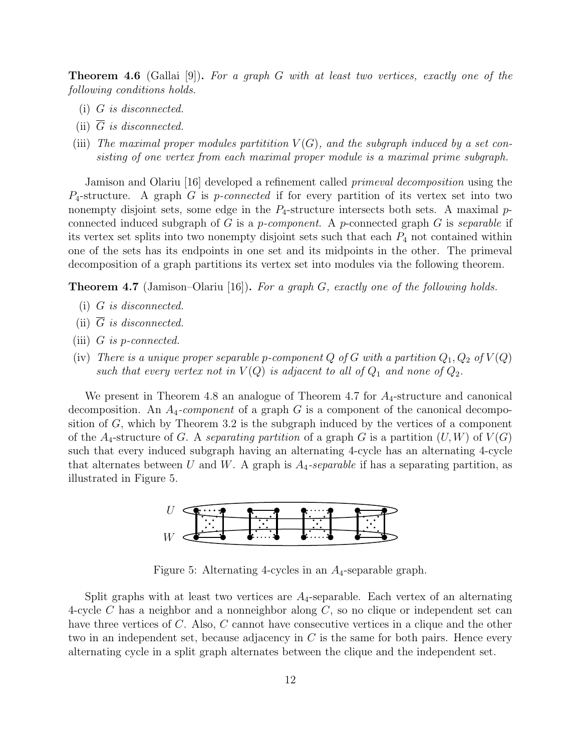**Theorem 4.6** (Gallai [9])**.** *For a graph $G$ with at least two vertices, exactly one of the following conditions holds.*

- (i) *$G$ is disconnected.*
- (ii) *$\overline{G}$ is disconnected.*
- (iii) *The maximal proper modules partitition $V(G)$, and the subgraph induced by a set consisting of one vertex from each maximal proper module is a maximal prime subgraph.*

Jamison and Olariu [16] developed a refinement called *primeval decomposition* using the $P_4$-structure. A graph $G$ is *p-connected* if for every partition of its vertex set into two nonempty disjoint sets, some edge in the $P_4$-structure intersects both sets. A maximal $p$-connected induced subgraph of $G$ is a *p-component*. A $p$-connected graph $G$ is *separable* if its vertex set splits into two nonempty disjoint sets such that each $P_4$ not contained within one of the sets has its endpoints in one set and its midpoints in the other. The primeval decomposition of a graph partitions its vertex set into modules via the following theorem.

**Theorem 4.7** (Jamison–Olariu [16])**.** *For a graph $G$, exactly one of the following holds.*

- (i) *$G$ is disconnected.*
- (ii) *$\overline{G}$ is disconnected.*
- (iii) *$G$ is p-connected.*
- (iv) *There is a unique proper separable p-component $Q$ of $G$ with a partition $Q_1, Q_2$ of $V(Q)$ such that every vertex not in $V(Q)$ is adjacent to all of $Q_1$ and none of $Q_2$.*

We present in Theorem 4.8 an analogue of Theorem 4.7 for $A_4$-structure and canonical decomposition. An *$A_4$-component* of a graph $G$ is a component of the canonical decomposition of $G$, which by Theorem 3.2 is the subgraph induced by the vertices of a component of the $A_4$-structure of $G$. A *separating partition* of a graph $G$ is a partition $(U, W)$ of $V(G)$ such that every induced subgraph having an alternating 4-cycle has an alternating 4-cycle that alternates between $U$ and $W$. A graph is *$A_4$-separable* if has a separating partition, as illustrated in Figure 5.

Figure 5: Alternating 4-cycles in an $A_4$-separable graph.

Split graphs with at least two vertices are $A_4$-separable. Each vertex of an alternating 4-cycle $C$ has a neighbor and a nonneighbor along $C$, so no clique or independent set can have three vertices of $C$. Also, $C$ cannot have consecutive vertices in a clique and the other two in an independent set, because adjacency in $C$ is the same for both pairs. Hence every alternating cycle in a split graph alternates between the clique and the independent set.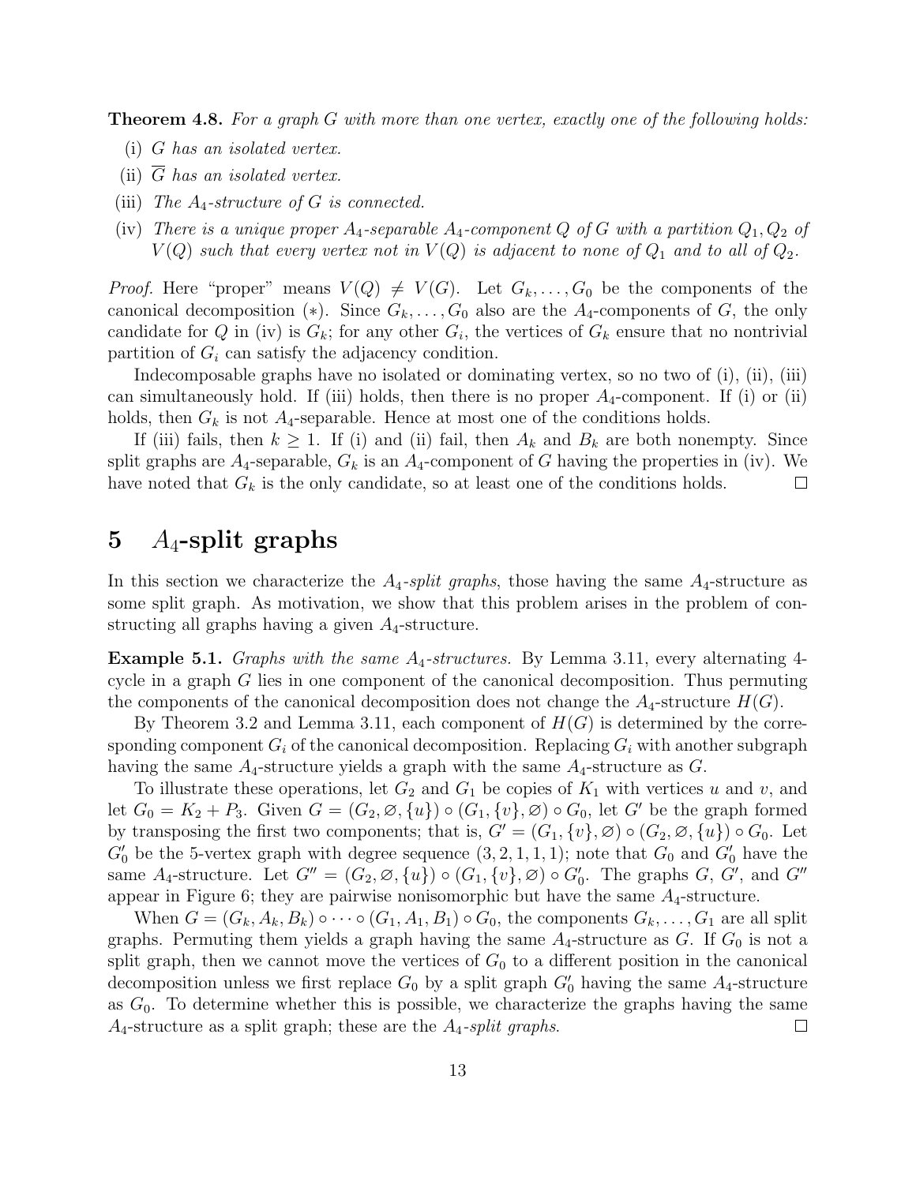**Theorem 4.8.** *For a graph $G$ with more than one vertex, exactly one of the following holds:*

(i) *$G$ has an isolated vertex.*

(ii) *$\overline{G}$ has an isolated vertex.*

(iii) *The $A_4$-structure of $G$ is connected.*

(iv) *There is a unique proper $A_4$-separable $A_4$-component $Q$ of $G$ with a partition $Q_1, Q_2$ of $V(Q)$ such that every vertex not in $V(Q)$ is adjacent to none of $Q_1$ and to all of $Q_2$.*

*Proof.* Here "proper" means $V(Q) \neq V(G)$. Let $G_k, \ldots, G_0$ be the components of the canonical decomposition $(*)$. Since $G_k, \ldots, G_0$ also are the $A_4$-components of $G$, the only candidate for $Q$ in (iv) is $G_k$; for any other $G_i$, the vertices of $G_k$ ensure that no nontrivial partition of $G_i$ can satisfy the adjacency condition.

Indecomposable graphs have no isolated or dominating vertex, so no two of (i), (ii), (iii) can simultaneously hold. If (iii) holds, then there is no proper $A_4$-component. If (i) or (ii) holds, then $G_k$ is not $A_4$-separable. Hence at most one of the conditions holds.

If (iii) fails, then $k \geq 1$. If (i) and (ii) fail, then $A_k$ and $B_k$ are both nonempty. Since split graphs are $A_4$-separable, $G_k$ is an $A_4$-component of $G$ having the properties in (iv). We have noted that $G_k$ is the only candidate, so at least one of the conditions holds. □

# 5 $A_4$-split graphs

In this section we characterize the $A_4$-*split graphs*, those having the same $A_4$-structure as some split graph. As motivation, we show that this problem arises in the problem of constructing all graphs having a given $A_4$-structure.

**Example 5.1.** *Graphs with the same $A_4$-structures.* By Lemma 3.11, every alternating 4-cycle in a graph $G$ lies in one component of the canonical decomposition. Thus permuting the components of the canonical decomposition does not change the $A_4$-structure $H(G)$.

By Theorem 3.2 and Lemma 3.11, each component of $H(G)$ is determined by the corresponding component $G_i$ of the canonical decomposition. Replacing $G_i$ with another subgraph having the same $A_4$-structure yields a graph with the same $A_4$-structure as $G$.

To illustrate these operations, let $G_2$ and $G_1$ be copies of $K_1$ with vertices $u$ and $v$, and let $G_0 = K_2 + P_3$. Given $G = (G_2, \varnothing, \{u\}) \circ (G_1, \{v\}, \varnothing) \circ G_0$, let $G'$ be the graph formed by transposing the first two components; that is, $G' = (G_1, \{v\}, \varnothing) \circ (G_2, \varnothing, \{u\}) \circ G_0$. Let $G'_0$ be the 5-vertex graph with degree sequence $(3, 2, 1, 1, 1)$; note that $G_0$ and $G'_0$ have the same $A_4$-structure. Let $G'' = (G_2, \varnothing, \{u\}) \circ (G_1, \{v\}, \varnothing) \circ G'_0$. The graphs $G$, $G'$, and $G''$ appear in Figure 6; they are pairwise nonisomorphic but have the same $A_4$-structure.

When $G = (G_k, A_k, B_k) \circ \cdots \circ (G_1, A_1, B_1) \circ G_0$, the components $G_k, \ldots, G_1$ are all split graphs. Permuting them yields a graph having the same $A_4$-structure as $G$. If $G_0$ is not a split graph, then we cannot move the vertices of $G_0$ to a different position in the canonical decomposition unless we first replace $G_0$ by a split graph $G'_0$ having the same $A_4$-structure as $G_0$. To determine whether this is possible, we characterize the graphs having the same $A_4$-structure as a split graph; these are the $A_4$-*split graphs*. □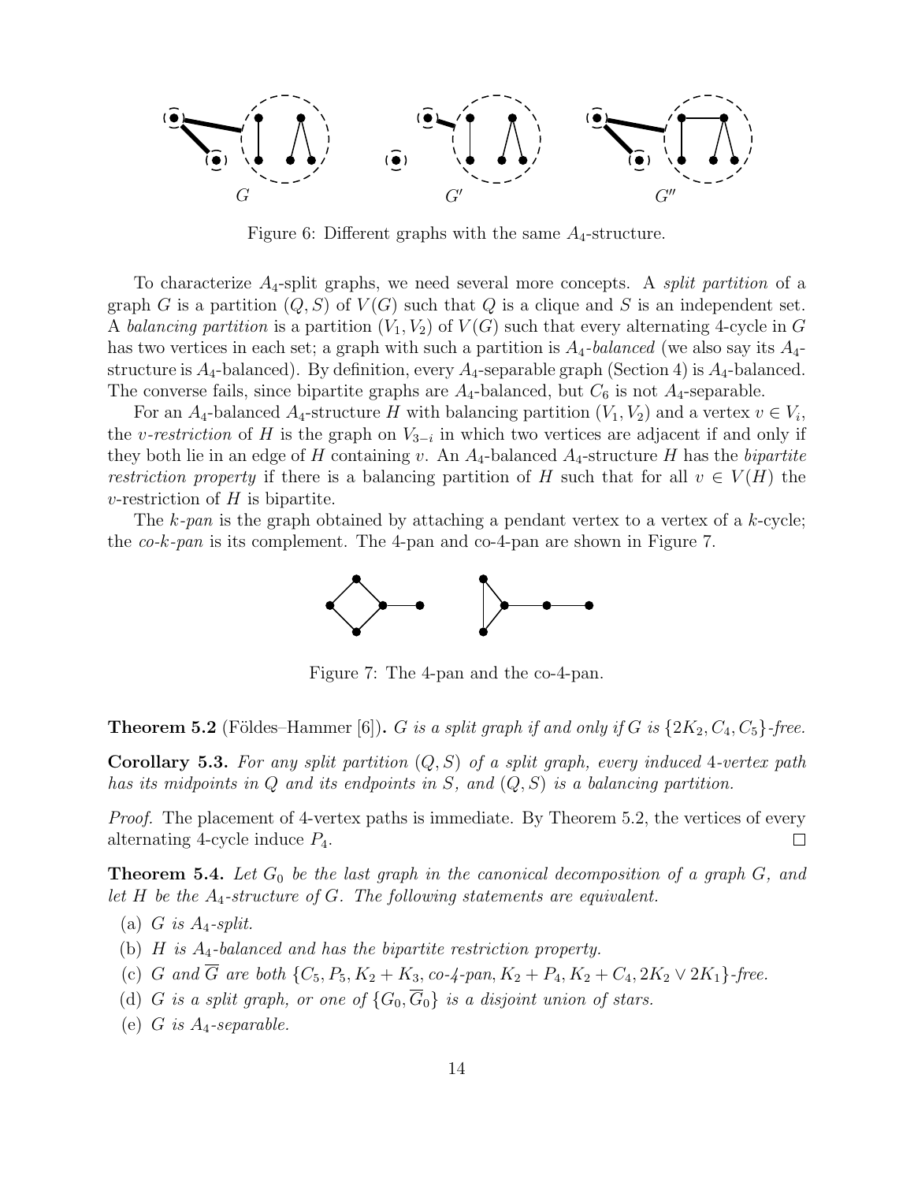Figure 6: Different graphs with the same $A_4$-structure.

To characterize $A_4$-split graphs, we need several more concepts. A *split partition* of a graph $G$ is a partition $(Q, S)$ of $V(G)$ such that $Q$ is a clique and $S$ is an independent set. A *balancing partition* is a partition $(V_1, V_2)$ of $V(G)$ such that every alternating 4-cycle in $G$ has two vertices in each set; a graph with such a partition is $A_4$-*balanced* (we also say its $A_4$-structure is $A_4$-balanced). By definition, every $A_4$-separable graph (Section 4) is $A_4$-balanced. The converse fails, since bipartite graphs are $A_4$-balanced, but $C_6$ is not $A_4$-separable.

For an $A_4$-balanced $A_4$-structure $H$ with balancing partition $(V_1, V_2)$ and a vertex $v \in V_i$, the $v$-*restriction* of $H$ is the graph on $V_{3-i}$ in which two vertices are adjacent if and only if they both lie in an edge of $H$ containing $v$. An $A_4$-balanced $A_4$-structure $H$ has the *bipartite restriction property* if there is a balancing partition of $H$ such that for all $v \in V(H)$ the $v$-restriction of $H$ is bipartite.

The $k$-*pan* is the graph obtained by attaching a pendant vertex to a vertex of a $k$-cycle; the *co-$k$-pan* is its complement. The 4-pan and co-4-pan are shown in Figure 7.

Figure 7: The 4-pan and the co-4-pan.

**Theorem 5.2** (Földes–Hammer [6]). *$G$ is a split graph if and only if $G$ is $\{2K_2, C_4, C_5\}$-free.*

**Corollary 5.3.** *For any split partition $(Q, S)$ of a split graph, every induced 4-vertex path has its midpoints in $Q$ and its endpoints in $S$, and $(Q, S)$ is a balancing partition.*

*Proof.* The placement of 4-vertex paths is immediate. By Theorem 5.2, the vertices of every alternating 4-cycle induce $P_4$. □

**Theorem 5.4.** *Let $G_0$ be the last graph in the canonical decomposition of a graph $G$, and let $H$ be the $A_4$-structure of $G$. The following statements are equivalent.*

(a) *$G$ is $A_4$-split.*

(b) *$H$ is $A_4$-balanced and has the bipartite restriction property.*

(c) *$G$ and $\overline{G}$ are both $\{C_5, P_5, K_2 + K_3, \text{co-4-pan}, K_2 + P_4, K_2 + C_4, 2K_2 \vee 2K_1\}$-free.*

(d) *$G$ is a split graph, or one of $\{G_0, \overline{G}_0\}$ is a disjoint union of stars.*

(e) *$G$ is $A_4$-separable.*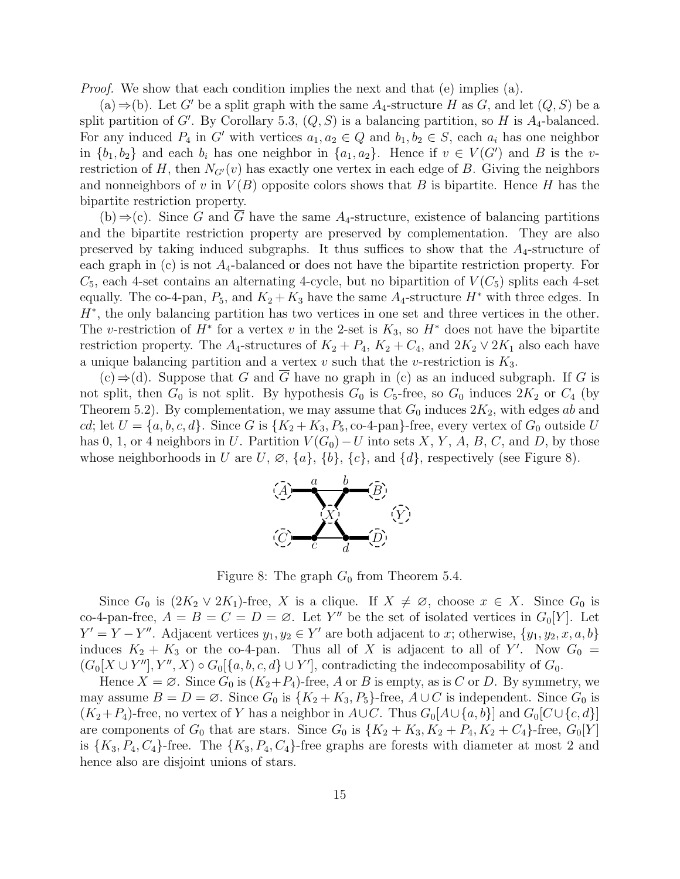*Proof.* We show that each condition implies the next and that (e) implies (a).

(a) $\Rightarrow$(b). Let $G'$ be a split graph with the same $A_4$-structure $H$ as $G$, and let $(Q, S)$ be a split partition of $G'$. By Corollary 5.3, $(Q, S)$ is a balancing partition, so $H$ is $A_4$-balanced. For any induced $P_4$ in $G'$ with vertices $a_1, a_2 \in Q$ and $b_1, b_2 \in S$, each $a_i$ has one neighbor in $\{b_1, b_2\}$ and each $b_i$ has one neighbor in $\{a_1, a_2\}$. Hence if $v \in V(G')$ and $B$ is the $v$-restriction of $H$, then $N_{G'}(v)$ has exactly one vertex in each edge of $B$. Giving the neighbors and nonneighbors of $v$ in $V(B)$ opposite colors shows that $B$ is bipartite. Hence $H$ has the bipartite restriction property.

(b) $\Rightarrow$(c). Since $G$ and $\overline{G}$ have the same $A_4$-structure, existence of balancing partitions and the bipartite restriction property are preserved by complementation. They are also preserved by taking induced subgraphs. It thus suffices to show that the $A_4$-structure of each graph in (c) is not $A_4$-balanced or does not have the bipartite restriction property. For $C_5$, each 4-set contains an alternating 4-cycle, but no bipartition of $V(C_5)$ splits each 4-set equally. The co-4-pan, $P_5$, and $K_2 + K_3$ have the same $A_4$-structure $H^*$ with three edges. In $H^*$, the only balancing partition has two vertices in one set and three vertices in the other. The $v$-restriction of $H^*$ for a vertex $v$ in the 2-set is $K_3$, so $H^*$ does not have the bipartite restriction property. The $A_4$-structures of $K_2 + P_4$, $K_2 + C_4$, and $2K_2 \vee 2K_1$ also each have a unique balancing partition and a vertex $v$ such that the $v$-restriction is $K_3$.

(c) $\Rightarrow$(d). Suppose that $G$ and $\overline{G}$ have no graph in (c) as an induced subgraph. If $G$ is not split, then $G_0$ is not split. By hypothesis $G_0$ is $C_5$-free, so $G_0$ induces $2K_2$ or $C_4$ (by Theorem 5.2). By complementation, we may assume that $G_0$ induces $2K_2$, with edges $ab$ and $cd$; let $U = \{a, b, c, d\}$. Since $G$ is $\{K_2 + K_3, P_5, \text{co-4-pan}\}$-free, every vertex of $G_0$ outside $U$ has 0, 1, or 4 neighbors in $U$. Partition $V(G_0) - U$ into sets $X$, $Y$, $A$, $B$, $C$, and $D$, by those whose neighborhoods in $U$ are $U$, $\varnothing$, $\{a\}$, $\{b\}$, $\{c\}$, and $\{d\}$, respectively (see Figure 8).

Figure 8: The graph $G_0$ from Theorem 5.4.

Since $G_0$ is $(2K_2 \vee 2K_1)$-free, $X$ is a clique. If $X \neq \varnothing$, choose $x \in X$. Since $G_0$ is co-4-pan-free, $A = B = C = D = \varnothing$. Let $Y''$ be the set of isolated vertices in $G_0[Y]$. Let $Y' = Y - Y''$. Adjacent vertices $y_1, y_2 \in Y'$ are both adjacent to $x$; otherwise, $\{y_1, y_2, x, a, b\}$ induces $K_2 + K_3$ or the co-4-pan. Thus all of $X$ is adjacent to all of $Y'$. Now $G_0 = (G_0[X \cup Y''], Y'', X) \circ G_0[\{a, b, c, d\} \cup Y']$, contradicting the indecomposability of $G_0$.

Hence $X = \varnothing$. Since $G_0$ is $(K_2 + P_4)$-free, $A$ or $B$ is empty, as is $C$ or $D$. By symmetry, we may assume $B = D = \varnothing$. Since $G_0$ is $\{K_2 + K_3, P_5\}$-free, $A \cup C$ is independent. Since $G_0$ is $(K_2 + P_4)$-free, no vertex of $Y$ has a neighbor in $A \cup C$. Thus $G_0[A \cup \{a, b\}]$ and $G_0[C \cup \{c, d\}]$ are components of $G_0$ that are stars. Since $G_0$ is $\{K_2 + K_3, K_2 + P_4, K_2 + C_4\}$-free, $G_0[Y]$ is $\{K_3, P_4, C_4\}$-free. The $\{K_3, P_4, C_4\}$-free graphs are forests with diameter at most 2 and hence also are disjoint unions of stars.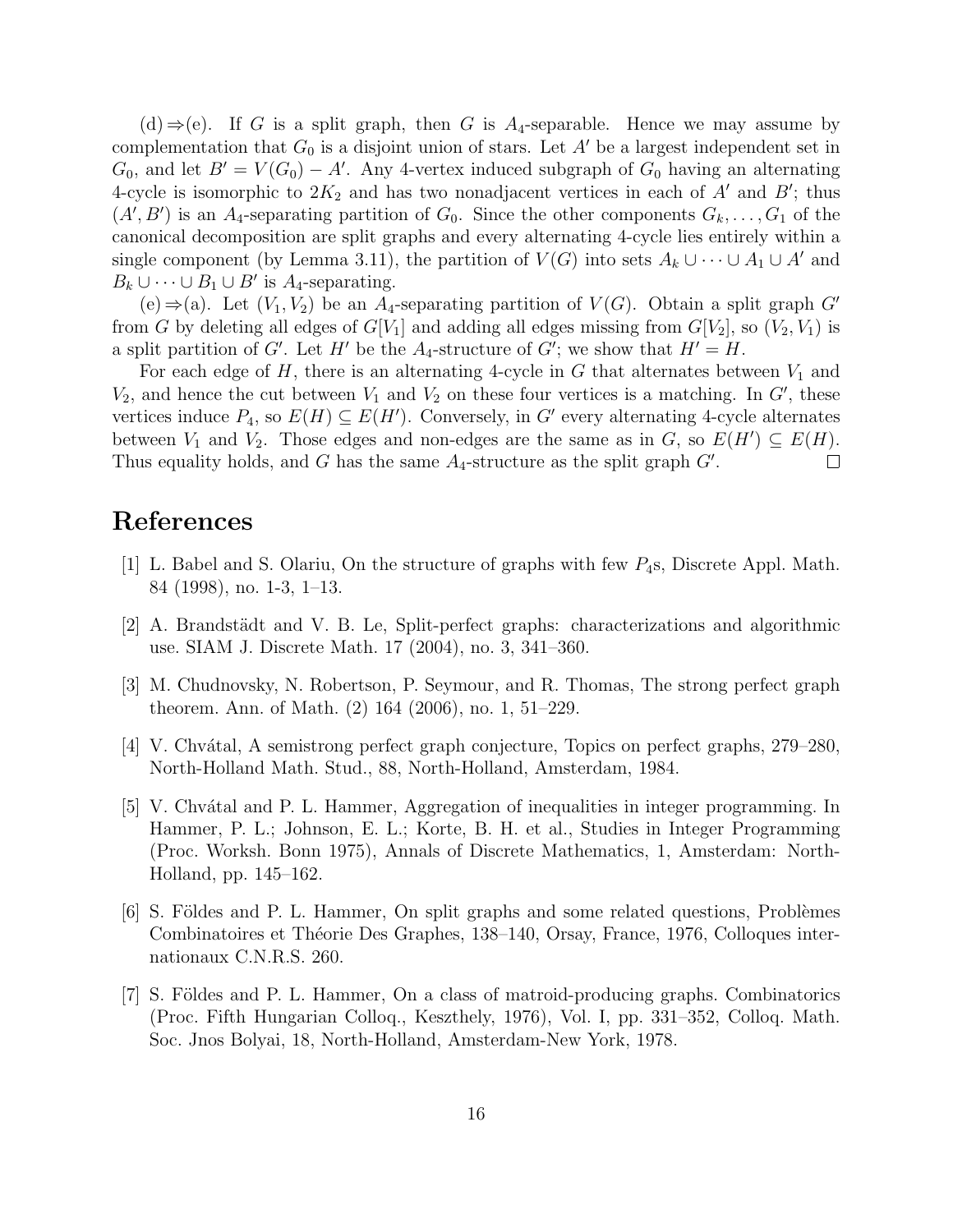(d) ⇒ (e). If $G$ is a split graph, then $G$ is $A_4$-separable. Hence we may assume by complementation that $G_0$ is a disjoint union of stars. Let $A'$ be a largest independent set in $G_0$, and let $B' = V(G_0) - A'$. Any 4-vertex induced subgraph of $G_0$ having an alternating 4-cycle is isomorphic to $2K_2$ and has two nonadjacent vertices in each of $A'$ and $B'$; thus $(A', B')$ is an $A_4$-separating partition of $G_0$. Since the other components $G_k, \ldots, G_1$ of the canonical decomposition are split graphs and every alternating 4-cycle lies entirely within a single component (by Lemma 3.11), the partition of $V(G)$ into sets $A_k \cup \cdots \cup A_1 \cup A'$ and $B_k \cup \cdots \cup B_1 \cup B'$ is $A_4$-separating.

(e) ⇒ (a). Let $(V_1, V_2)$ be an $A_4$-separating partition of $V(G)$. Obtain a split graph $G'$ from $G$ by deleting all edges of $G[V_1]$ and adding all edges missing from $G[V_2]$, so $(V_2, V_1)$ is a split partition of $G'$. Let $H'$ be the $A_4$-structure of $G'$; we show that $H' = H$.

For each edge of $H$, there is an alternating 4-cycle in $G$ that alternates between $V_1$ and $V_2$, and hence the cut between $V_1$ and $V_2$ on these four vertices is a matching. In $G'$, these vertices induce $P_4$, so $E(H) \subseteq E(H')$. Conversely, in $G'$ every alternating 4-cycle alternates between $V_1$ and $V_2$. Those edges and non-edges are the same as in $G$, so $E(H') \subseteq E(H)$. Thus equality holds, and $G$ has the same $A_4$-structure as the split graph $G'$. □

# References

[1] L. Babel and S. Olariu, On the structure of graphs with few $P_4$s, Discrete Appl. Math. 84 (1998), no. 1-3, 1–13.

[2] A. Brandstädt and V. B. Le, Split-perfect graphs: characterizations and algorithmic use. SIAM J. Discrete Math. 17 (2004), no. 3, 341–360.

[3] M. Chudnovsky, N. Robertson, P. Seymour, and R. Thomas, The strong perfect graph theorem. Ann. of Math. (2) 164 (2006), no. 1, 51–229.

[4] V. Chvátal, A semistrong perfect graph conjecture, Topics on perfect graphs, 279–280, North-Holland Math. Stud., 88, North-Holland, Amsterdam, 1984.

[5] V. Chvátal and P. L. Hammer, Aggregation of inequalities in integer programming. In Hammer, P. L.; Johnson, E. L.; Korte, B. H. et al., Studies in Integer Programming (Proc. Worksh. Bonn 1975), Annals of Discrete Mathematics, 1, Amsterdam: North-Holland, pp. 145–162.

[6] S. Földes and P. L. Hammer, On split graphs and some related questions, Problèmes Combinatoires et Théorie Des Graphes, 138–140, Orsay, France, 1976, Colloques internationaux C.N.R.S. 260.

[7] S. Földes and P. L. Hammer, On a class of matroid-producing graphs. Combinatorics (Proc. Fifth Hungarian Colloq., Keszthely, 1976), Vol. I, pp. 331–352, Colloq. Math. Soc. Jnos Bolyai, 18, North-Holland, Amsterdam-New York, 1978.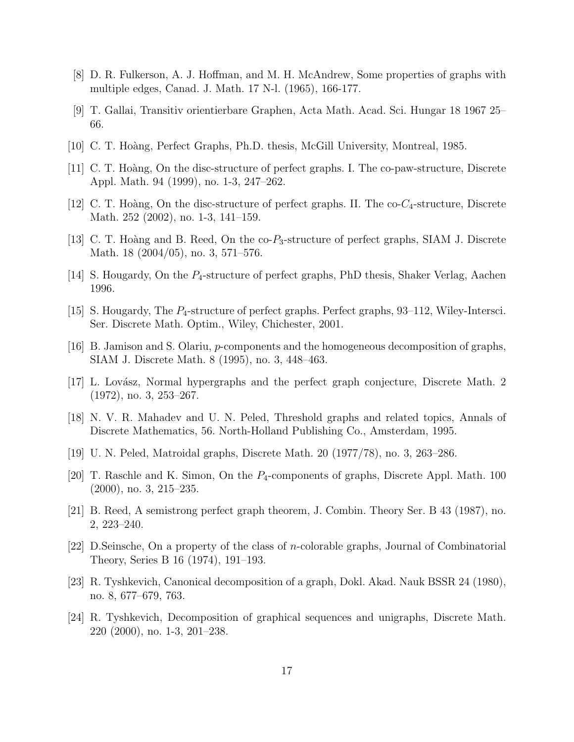[8] D. R. Fulkerson, A. J. Hoffman, and M. H. McAndrew, Some properties of graphs with multiple edges, Canad. J. Math. 17 N-l. (1965), 166-177.

[9] T. Gallai, Transitiv orientierbare Graphen, Acta Math. Acad. Sci. Hungar 18 1967 25–66.

[10] C. T. Hoàng, Perfect Graphs, Ph.D. thesis, McGill University, Montreal, 1985.

[11] C. T. Hoàng, On the disc-structure of perfect graphs. I. The co-paw-structure, Discrete Appl. Math. 94 (1999), no. 1-3, 247–262.

[12] C. T. Hoàng, On the disc-structure of perfect graphs. II. The co-$C_4$-structure, Discrete Math. 252 (2002), no. 1-3, 141–159.

[13] C. T. Hoàng and B. Reed, On the co-$P_3$-structure of perfect graphs, SIAM J. Discrete Math. 18 (2004/05), no. 3, 571–576.

[14] S. Hougardy, On the $P_4$-structure of perfect graphs, PhD thesis, Shaker Verlag, Aachen 1996.

[15] S. Hougardy, The $P_4$-structure of perfect graphs. Perfect graphs, 93–112, Wiley-Intersci. Ser. Discrete Math. Optim., Wiley, Chichester, 2001.

[16] B. Jamison and S. Olariu, $p$-components and the homogeneous decomposition of graphs, SIAM J. Discrete Math. 8 (1995), no. 3, 448–463.

[17] L. Lovász, Normal hypergraphs and the perfect graph conjecture, Discrete Math. 2 (1972), no. 3, 253–267.

[18] N. V. R. Mahadev and U. N. Peled, Threshold graphs and related topics, Annals of Discrete Mathematics, 56. North-Holland Publishing Co., Amsterdam, 1995.

[19] U. N. Peled, Matroidal graphs, Discrete Math. 20 (1977/78), no. 3, 263–286.

[20] T. Raschle and K. Simon, On the $P_4$-components of graphs, Discrete Appl. Math. 100 (2000), no. 3, 215–235.

[21] B. Reed, A semistrong perfect graph theorem, J. Combin. Theory Ser. B 43 (1987), no. 2, 223–240.

[22] D.Seinsche, On a property of the class of $n$-colorable graphs, Journal of Combinatorial Theory, Series B 16 (1974), 191–193.

[23] R. Tyshkevich, Canonical decomposition of a graph, Dokl. Akad. Nauk BSSR 24 (1980), no. 8, 677–679, 763.

[24] R. Tyshkevich, Decomposition of graphical sequences and unigraphs, Discrete Math. 220 (2000), no. 1-3, 201–238.